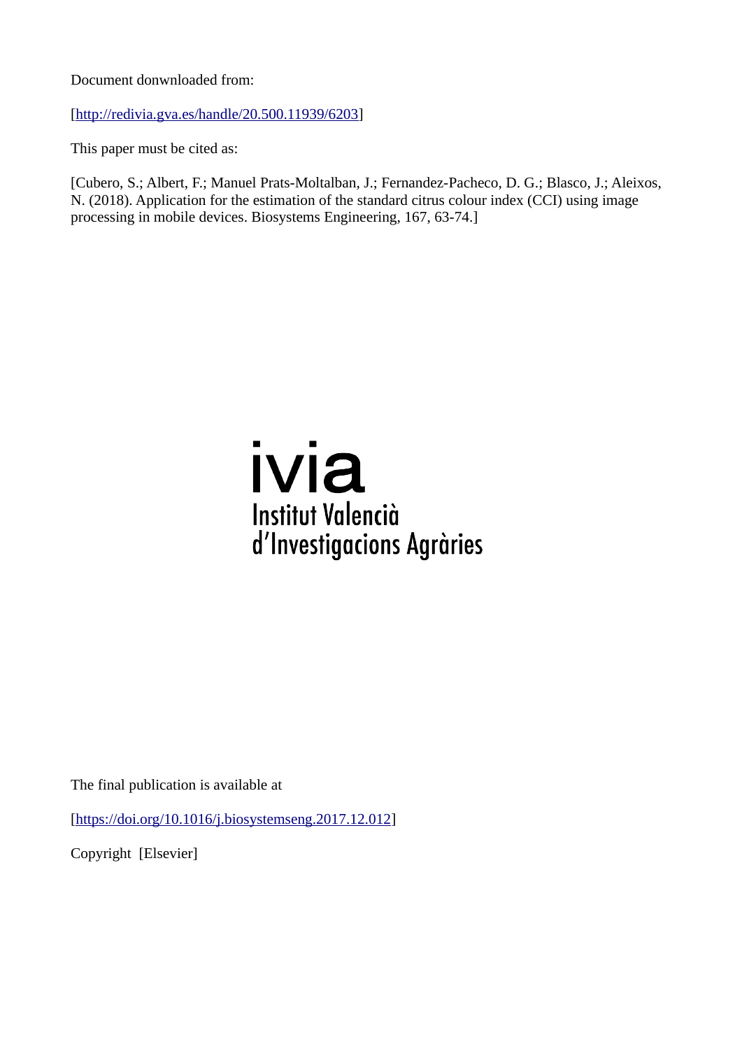Document donwnloaded from:

[http://redivia.gva.es/handle/20.500.11939/6203]

This paper must be cited as:

[Cubero, S.; Albert, F.; Manuel Prats-Moltalban, J.; Fernandez-Pacheco, D. G.; Blasco, J.; Aleixos, N. (2018). Application for the estimation of the standard citrus colour index (CCI) using image processing in mobile devices. Biosystems Engineering, 167, 63-74.]

ivia
Institut Valencià
d'Investigacions Agràries

The final publication is available at

[https://doi.org/10.1016/j.biosystemseng.2017.12.012]

Copyright [Elsevier]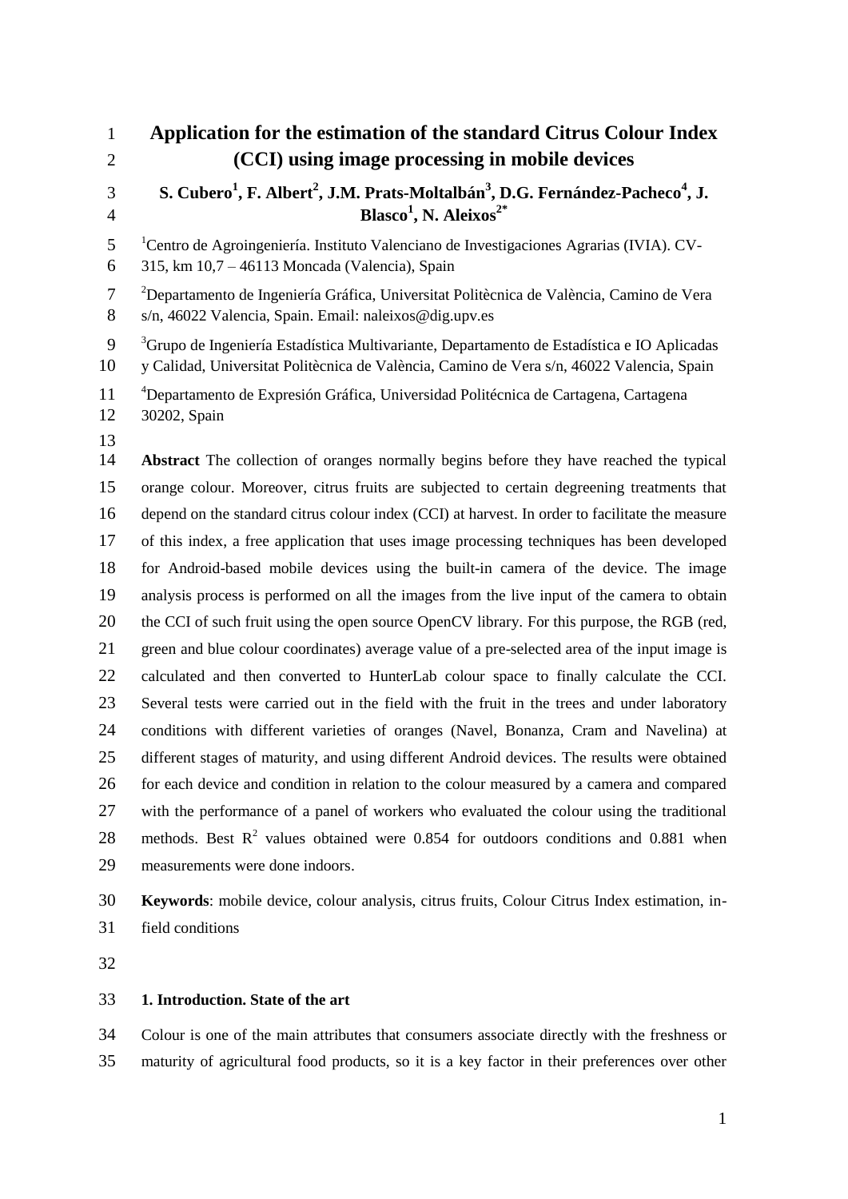# Application for the estimation of the standard Citrus Colour Index (CCI) using image processing in mobile devices

**S. Cubero[1], F. Albert[2], J.M. Prats-Moltalbán[3], D.G. Fernández-Pacheco[4], J. Blasco[1], N. Aleixos[2*]**

[1]Centro de Agroingeniería. Instituto Valenciano de Investigaciones Agrarias (IVIA). CV-315, km 10,7 – 46113 Moncada (Valencia), Spain

[2]Departamento de Ingeniería Gráfica, Universitat Politècnica de València, Camino de Vera s/n, 46022 Valencia, Spain. Email: naleixos@dig.upv.es

[3]Grupo de Ingeniería Estadística Multivariante, Departamento de Estadística e IO Aplicadas y Calidad, Universitat Politècnica de València, Camino de Vera s/n, 46022 Valencia, Spain

[4]Departamento de Expresión Gráfica, Universidad Politécnica de Cartagena, Cartagena 30202, Spain

**Abstract** The collection of oranges normally begins before they have reached the typical orange colour. Moreover, citrus fruits are subjected to certain degreening treatments that depend on the standard citrus colour index (CCI) at harvest. In order to facilitate the measure of this index, a free application that uses image processing techniques has been developed for Android-based mobile devices using the built-in camera of the device. The image analysis process is performed on all the images from the live input of the camera to obtain the CCI of such fruit using the open source OpenCV library. For this purpose, the RGB (red, green and blue colour coordinates) average value of a pre-selected area of the input image is calculated and then converted to HunterLab colour space to finally calculate the CCI. Several tests were carried out in the field with the fruit in the trees and under laboratory conditions with different varieties of oranges (Navel, Bonanza, Cram and Navelina) at different stages of maturity, and using different Android devices. The results were obtained for each device and condition in relation to the colour measured by a camera and compared with the performance of a panel of workers who evaluated the colour using the traditional methods. Best $R^2$ values obtained were 0.854 for outdoors conditions and 0.881 when measurements were done indoors.

**Keywords**: mobile device, colour analysis, citrus fruits, Colour Citrus Index estimation, in-field conditions

## 1. Introduction. State of the art

Colour is one of the main attributes that consumers associate directly with the freshness or maturity of agricultural food products, so it is a key factor in their preferences over other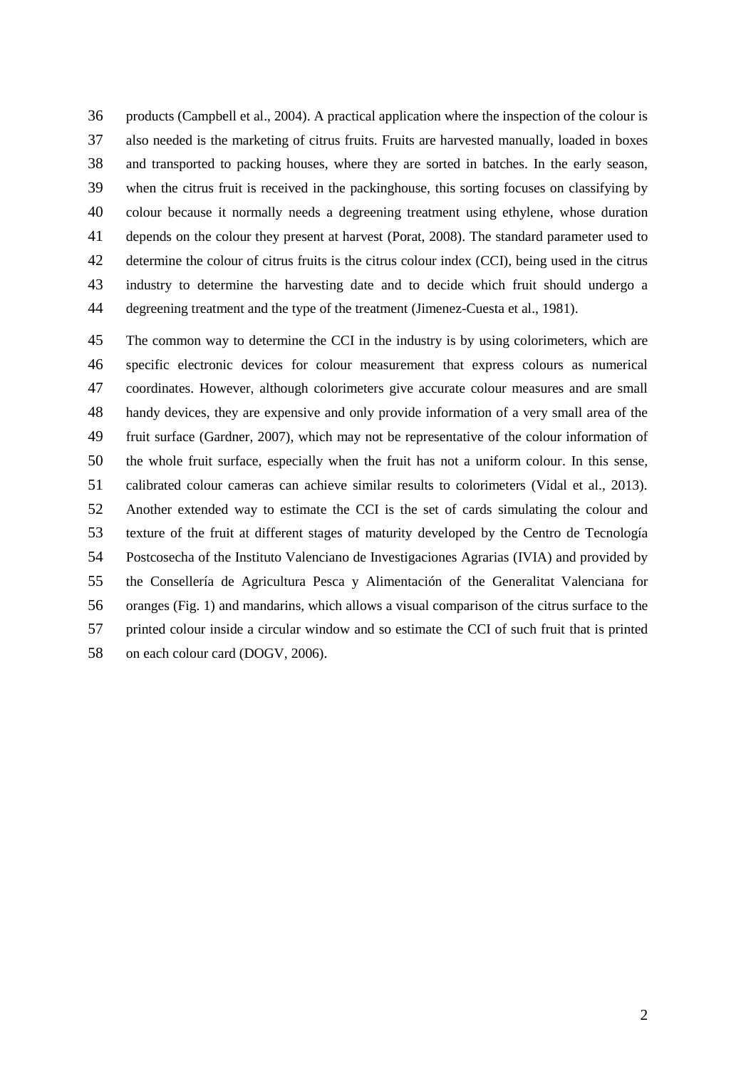products (Campbell et al., 2004). A practical application where the inspection of the colour is also needed is the marketing of citrus fruits. Fruits are harvested manually, loaded in boxes and transported to packing houses, where they are sorted in batches. In the early season, when the citrus fruit is received in the packinghouse, this sorting focuses on classifying by colour because it normally needs a degreening treatment using ethylene, whose duration depends on the colour they present at harvest (Porat, 2008). The standard parameter used to determine the colour of citrus fruits is the citrus colour index (CCI), being used in the citrus industry to determine the harvesting date and to decide which fruit should undergo a degreening treatment and the type of the treatment (Jimenez-Cuesta et al., 1981).

The common way to determine the CCI in the industry is by using colorimeters, which are specific electronic devices for colour measurement that express colours as numerical coordinates. However, although colorimeters give accurate colour measures and are small handy devices, they are expensive and only provide information of a very small area of the fruit surface (Gardner, 2007), which may not be representative of the colour information of the whole fruit surface, especially when the fruit has not a uniform colour. In this sense, calibrated colour cameras can achieve similar results to colorimeters (Vidal et al., 2013). Another extended way to estimate the CCI is the set of cards simulating the colour and texture of the fruit at different stages of maturity developed by the Centro de Tecnología Postcosecha of the Instituto Valenciano de Investigaciones Agrarias (IVIA) and provided by the Consellería de Agricultura Pesca y Alimentación of the Generalitat Valenciana for oranges (Fig. 1) and mandarins, which allows a visual comparison of the citrus surface to the printed colour inside a circular window and so estimate the CCI of such fruit that is printed on each colour card (DOGV, 2006).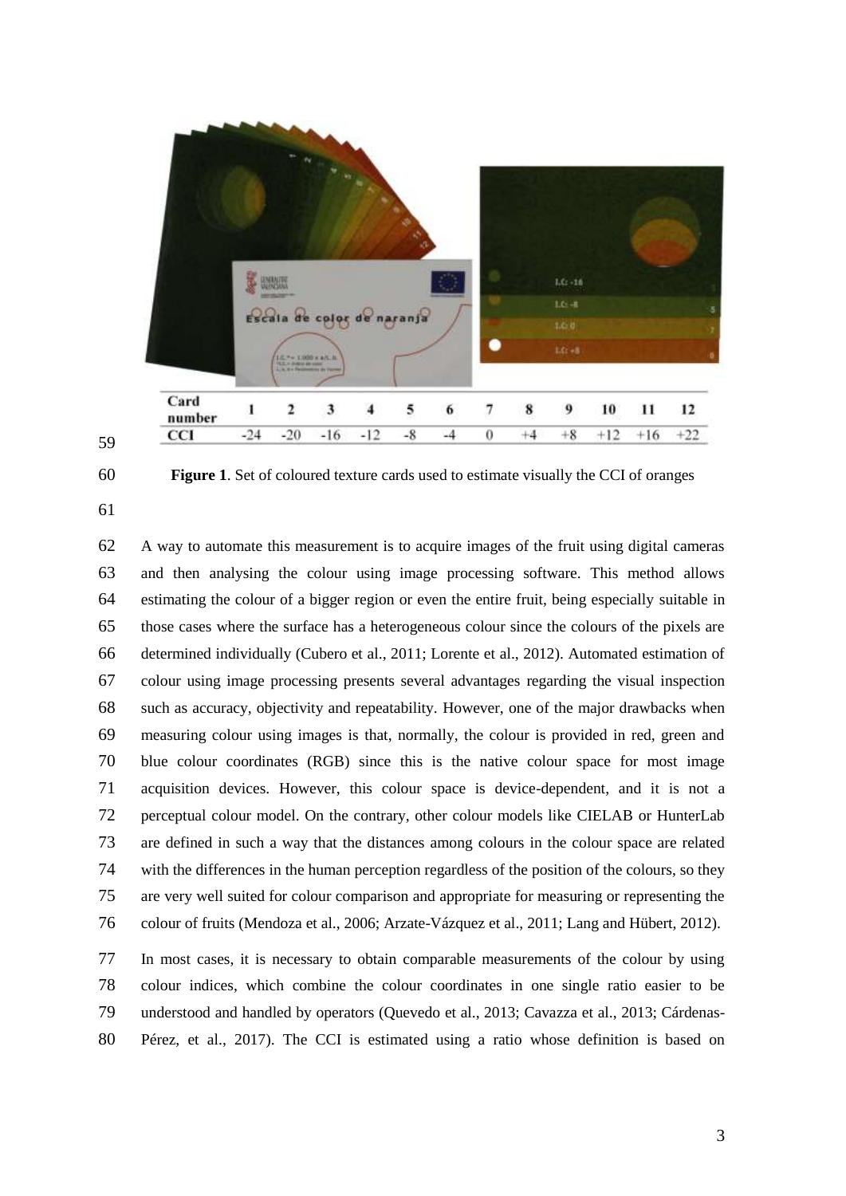| Card number | 1 | 2 | 3 | 4 | 5 | 6 | 7 | 8 | 9 | 10 | 11 | 12 |
|---|---|---|---|---|---|---|---|---|---|---|---|---|
| CCI | -24 | -20 | -16 | -12 | -8 | -4 | 0 | +4 | +8 | +12 | +16 | +22 |

**Figure 1**. Set of coloured texture cards used to estimate visually the CCI of oranges

A way to automate this measurement is to acquire images of the fruit using digital cameras and then analysing the colour using image processing software. This method allows estimating the colour of a bigger region or even the entire fruit, being especially suitable in those cases where the surface has a heterogeneous colour since the colours of the pixels are determined individually (Cubero et al., 2011; Lorente et al., 2012). Automated estimation of colour using image processing presents several advantages regarding the visual inspection such as accuracy, objectivity and repeatability. However, one of the major drawbacks when measuring colour using images is that, normally, the colour is provided in red, green and blue colour coordinates (RGB) since this is the native colour space for most image acquisition devices. However, this colour space is device-dependent, and it is not a perceptual colour model. On the contrary, other colour models like CIELAB or HunterLab are defined in such a way that the distances among colours in the colour space are related with the differences in the human perception regardless of the position of the colours, so they are very well suited for colour comparison and appropriate for measuring or representing the colour of fruits (Mendoza et al., 2006; Arzate-Vázquez et al., 2011; Lang and Hübert, 2012).

In most cases, it is necessary to obtain comparable measurements of the colour by using colour indices, which combine the colour coordinates in one single ratio easier to be understood and handled by operators (Quevedo et al., 2013; Cavazza et al., 2013; Cárdenas-Pérez, et al., 2017). The CCI is estimated using a ratio whose definition is based on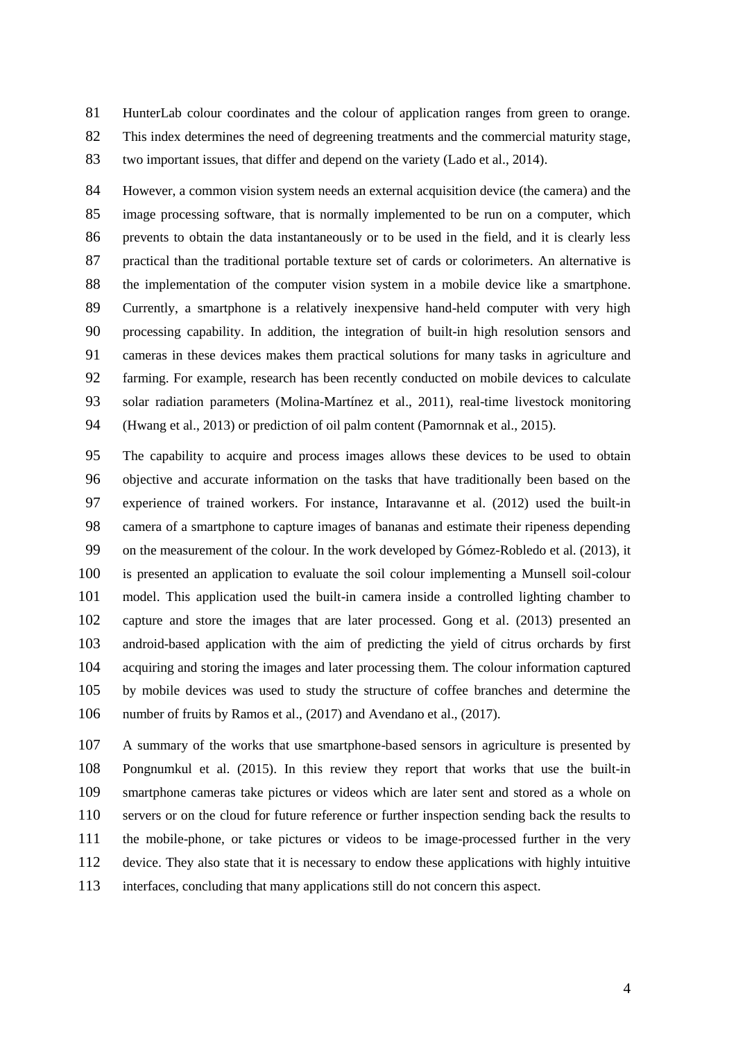HunterLab colour coordinates and the colour of application ranges from green to orange. This index determines the need of degreening treatments and the commercial maturity stage, two important issues, that differ and depend on the variety (Lado et al., 2014).

However, a common vision system needs an external acquisition device (the camera) and the image processing software, that is normally implemented to be run on a computer, which prevents to obtain the data instantaneously or to be used in the field, and it is clearly less practical than the traditional portable texture set of cards or colorimeters. An alternative is the implementation of the computer vision system in a mobile device like a smartphone. Currently, a smartphone is a relatively inexpensive hand-held computer with very high processing capability. In addition, the integration of built-in high resolution sensors and cameras in these devices makes them practical solutions for many tasks in agriculture and farming. For example, research has been recently conducted on mobile devices to calculate solar radiation parameters (Molina-Martínez et al., 2011), real-time livestock monitoring (Hwang et al., 2013) or prediction of oil palm content (Pamornnak et al., 2015).

The capability to acquire and process images allows these devices to be used to obtain objective and accurate information on the tasks that have traditionally been based on the experience of trained workers. For instance, Intaravanne et al. (2012) used the built-in camera of a smartphone to capture images of bananas and estimate their ripeness depending on the measurement of the colour. In the work developed by Gómez-Robledo et al. (2013), it is presented an application to evaluate the soil colour implementing a Munsell soil-colour model. This application used the built-in camera inside a controlled lighting chamber to capture and store the images that are later processed. Gong et al. (2013) presented an android-based application with the aim of predicting the yield of citrus orchards by first acquiring and storing the images and later processing them. The colour information captured by mobile devices was used to study the structure of coffee branches and determine the number of fruits by Ramos et al., (2017) and Avendano et al., (2017).

A summary of the works that use smartphone-based sensors in agriculture is presented by Pongnumkul et al. (2015). In this review they report that works that use the built-in smartphone cameras take pictures or videos which are later sent and stored as a whole on servers or on the cloud for future reference or further inspection sending back the results to the mobile-phone, or take pictures or videos to be image-processed further in the very device. They also state that it is necessary to endow these applications with highly intuitive interfaces, concluding that many applications still do not concern this aspect.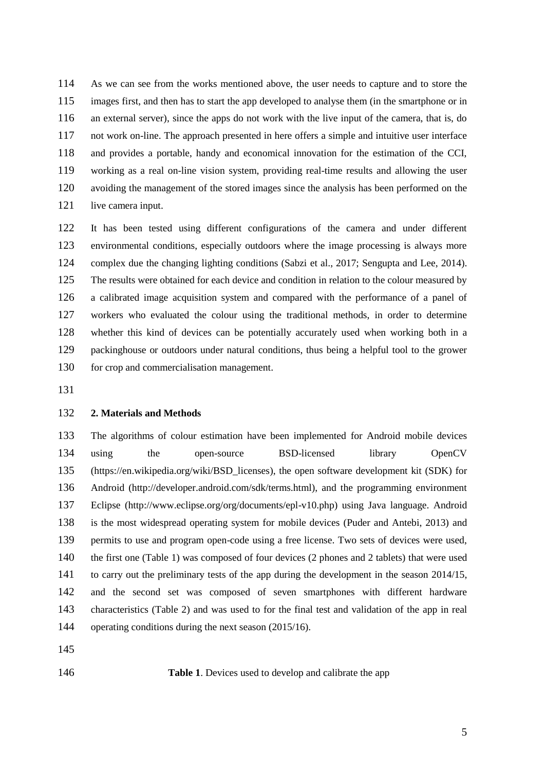As we can see from the works mentioned above, the user needs to capture and to store the images first, and then has to start the app developed to analyse them (in the smartphone or in an external server), since the apps do not work with the live input of the camera, that is, do not work on-line. The approach presented in here offers a simple and intuitive user interface and provides a portable, handy and economical innovation for the estimation of the CCI, working as a real on-line vision system, providing real-time results and allowing the user avoiding the management of the stored images since the analysis has been performed on the live camera input.

It has been tested using different configurations of the camera and under different environmental conditions, especially outdoors where the image processing is always more complex due the changing lighting conditions (Sabzi et al., 2017; Sengupta and Lee, 2014). The results were obtained for each device and condition in relation to the colour measured by a calibrated image acquisition system and compared with the performance of a panel of workers who evaluated the colour using the traditional methods, in order to determine whether this kind of devices can be potentially accurately used when working both in a packinghouse or outdoors under natural conditions, thus being a helpful tool to the grower for crop and commercialisation management.

## 2. Materials and Methods

The algorithms of colour estimation have been implemented for Android mobile devices using the open-source BSD-licensed library OpenCV (https://en.wikipedia.org/wiki/BSD_licenses), the open software development kit (SDK) for Android (http://developer.android.com/sdk/terms.html), and the programming environment Eclipse (http://www.eclipse.org/org/documents/epl-v10.php) using Java language. Android is the most widespread operating system for mobile devices (Puder and Antebi, 2013) and permits to use and program open-code using a free license. Two sets of devices were used, the first one (Table 1) was composed of four devices (2 phones and 2 tablets) that were used to carry out the preliminary tests of the app during the development in the season 2014/15, and the second set was composed of seven smartphones with different hardware characteristics (Table 2) and was used to for the final test and validation of the app in real operating conditions during the next season (2015/16).

**Table 1**. Devices used to develop and calibrate the app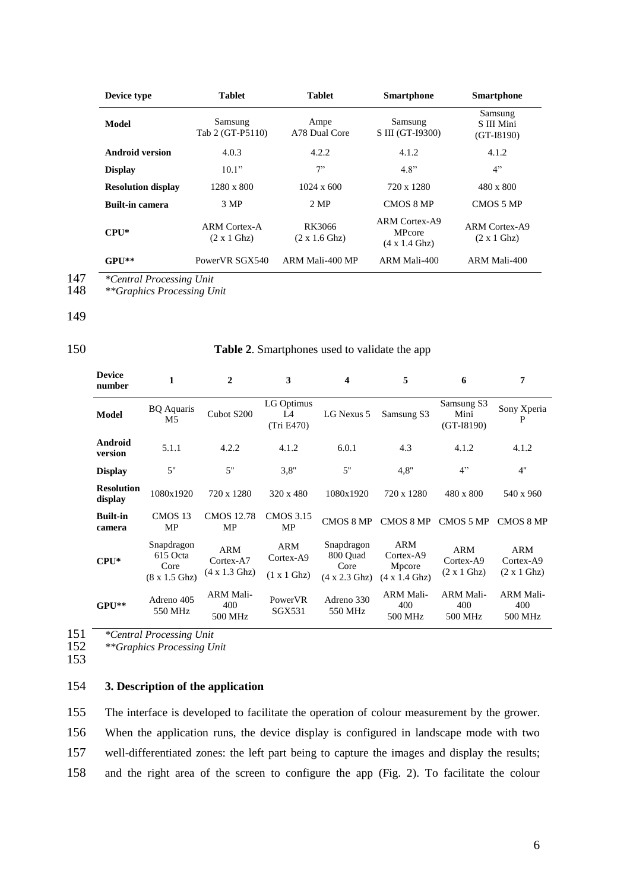| Device type | Tablet | Tablet | Smartphone | Smartphone |
|---|---|---|---|---|
| **Model** | Samsung Tab 2 (GT-P5110) | Ampe A78 Dual Core | Samsung S III (GT-I9300) | Samsung S III Mini (GT-I8190) |
| **Android version** | 4.0.3 | 4.2.2 | 4.1.2 | 4.1.2 |
| **Display** | 10.1" | 7" | 4.8" | 4" |
| **Resolution display** | 1280 x 800 | 1024 x 600 | 720 x 1280 | 480 x 800 |
| **Built-in camera** | 3 MP | 2 MP | CMOS 8 MP | CMOS 5 MP |
| **CPU*** | ARM Cortex-A (2 x 1 Ghz) | RK3066 (2 x 1.6 Ghz) | ARM Cortex-A9 MPcore (4 x 1.4 Ghz) | ARM Cortex-A9 (2 x 1 Ghz) |
| **GPU**** | PowerVR SGX540 | ARM Mali-400 MP | ARM Mali-400 | ARM Mali-400 |

*\*Central Processing Unit*
*\*\*Graphics Processing Unit*

**Table 2**. Smartphones used to validate the app

| Device number | 1 | 2 | 3 | 4 | 5 | 6 | 7 |
|---|---|---|---|---|---|---|---|
| **Model** | BQ Aquaris M5 | Cubot S200 | LG Optimus L4 (Tri E470) | LG Nexus 5 | Samsung S3 | Samsung S3 Mini (GT-I8190) | Sony Xperia P |
| **Android version** | 5.1.1 | 4.2.2 | 4.1.2 | 6.0.1 | 4.3 | 4.1.2 | 4.1.2 |
| **Display** | 5" | 5" | 3,8" | 5" | 4,8" | 4" | 4" |
| **Resolution display** | 1080x1920 | 720 x 1280 | 320 x 480 | 1080x1920 | 720 x 1280 | 480 x 800 | 540 x 960 |
| **Built-in camera** | CMOS 13 MP | CMOS 12.78 MP | CMOS 3.15 MP | CMOS 8 MP | CMOS 8 MP | CMOS 5 MP | CMOS 8 MP |
| **CPU*** | Snapdragon 615 Octa Core (8 x 1.5 Ghz) | ARM Cortex-A7 (4 x 1.3 Ghz) | ARM Cortex-A9 (1 x 1 Ghz) | Snapdragon 800 Quad Core (4 x 2.3 Ghz) | ARM Cortex-A9 Mpcore (4 x 1.4 Ghz) | ARM Cortex-A9 (2 x 1 Ghz) | ARM Cortex-A9 (2 x 1 Ghz) |
| **GPU**** | Adreno 405 550 MHz | ARM Mali-400 500 MHz | PowerVR SGX531 | Adreno 330 550 MHz | ARM Mali-400 500 MHz | ARM Mali-400 500 MHz | ARM Mali-400 500 MHz |

*\*Central Processing Unit*
*\*\*Graphics Processing Unit*

## 3. Description of the application

The interface is developed to facilitate the operation of colour measurement by the grower. When the application runs, the device display is configured in landscape mode with two well-differentiated zones: the left part being to capture the images and display the results; and the right area of the screen to configure the app (Fig. 2). To facilitate the colour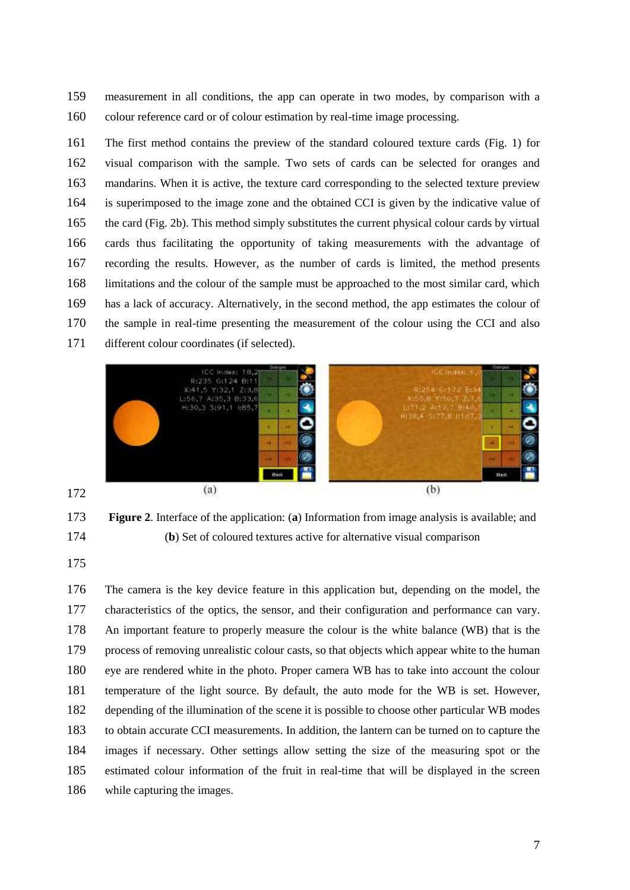measurement in all conditions, the app can operate in two modes, by comparison with a colour reference card or of colour estimation by real-time image processing.

The first method contains the preview of the standard coloured texture cards (Fig. 1) for visual comparison with the sample. Two sets of cards can be selected for oranges and mandarins. When it is active, the texture card corresponding to the selected texture preview is superimposed to the image zone and the obtained CCI is given by the indicative value of the card (Fig. 2b). This method simply substitutes the current physical colour cards by virtual cards thus facilitating the opportunity of taking measurements with the advantage of recording the results. However, as the number of cards is limited, the method presents limitations and the colour of the sample must be approached to the most similar card, which has a lack of accuracy. Alternatively, in the second method, the app estimates the colour of the sample in real-time presenting the measurement of the colour using the CCI and also different colour coordinates (if selected).

**Figure 2**. Interface of the application: (**a**) Information from image analysis is available; and (**b**) Set of coloured textures active for alternative visual comparison

The camera is the key device feature in this application but, depending on the model, the characteristics of the optics, the sensor, and their configuration and performance can vary. An important feature to properly measure the colour is the white balance (WB) that is the process of removing unrealistic colour casts, so that objects which appear white to the human eye are rendered white in the photo. Proper camera WB has to take into account the colour temperature of the light source. By default, the auto mode for the WB is set. However, depending of the illumination of the scene it is possible to choose other particular WB modes to obtain accurate CCI measurements. In addition, the lantern can be turned on to capture the images if necessary. Other settings allow setting the size of the measuring spot or the estimated colour information of the fruit in real-time that will be displayed in the screen while capturing the images.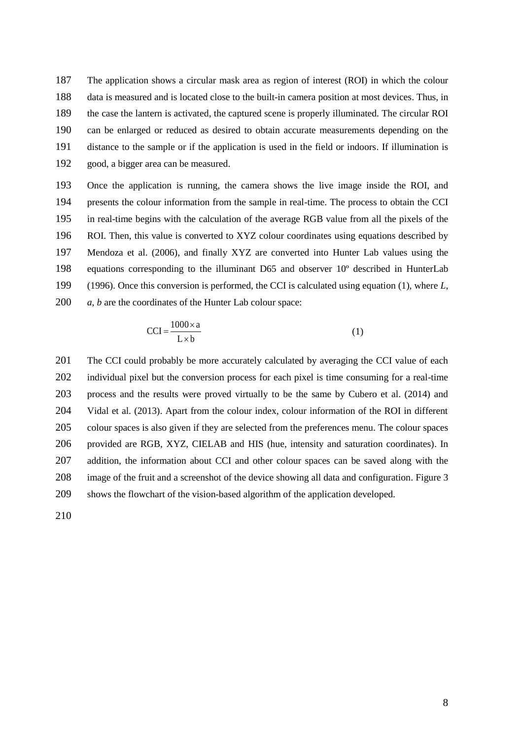The application shows a circular mask area as region of interest (ROI) in which the colour data is measured and is located close to the built-in camera position at most devices. Thus, in the case the lantern is activated, the captured scene is properly illuminated. The circular ROI can be enlarged or reduced as desired to obtain accurate measurements depending on the distance to the sample or if the application is used in the field or indoors. If illumination is good, a bigger area can be measured.

Once the application is running, the camera shows the live image inside the ROI, and presents the colour information from the sample in real-time. The process to obtain the CCI in real-time begins with the calculation of the average RGB value from all the pixels of the ROI. Then, this value is converted to XYZ colour coordinates using equations described by Mendoza et al. (2006), and finally XYZ are converted into Hunter Lab values using the equations corresponding to the illuminant D65 and observer 10º described in HunterLab (1996). Once this conversion is performed, the CCI is calculated using equation (1), where *L*, *a*, *b* are the coordinates of the Hunter Lab colour space:

$$\mathrm{CCI} = \frac{1000 \times \mathrm{a}}{\mathrm{L} \times \mathrm{b}} \qquad (1)$$

The CCI could probably be more accurately calculated by averaging the CCI value of each individual pixel but the conversion process for each pixel is time consuming for a real-time process and the results were proved virtually to be the same by Cubero et al. (2014) and Vidal et al. (2013). Apart from the colour index, colour information of the ROI in different colour spaces is also given if they are selected from the preferences menu. The colour spaces provided are RGB, XYZ, CIELAB and HIS (hue, intensity and saturation coordinates). In addition, the information about CCI and other colour spaces can be saved along with the image of the fruit and a screenshot of the device showing all data and configuration. Figure 3 shows the flowchart of the vision-based algorithm of the application developed.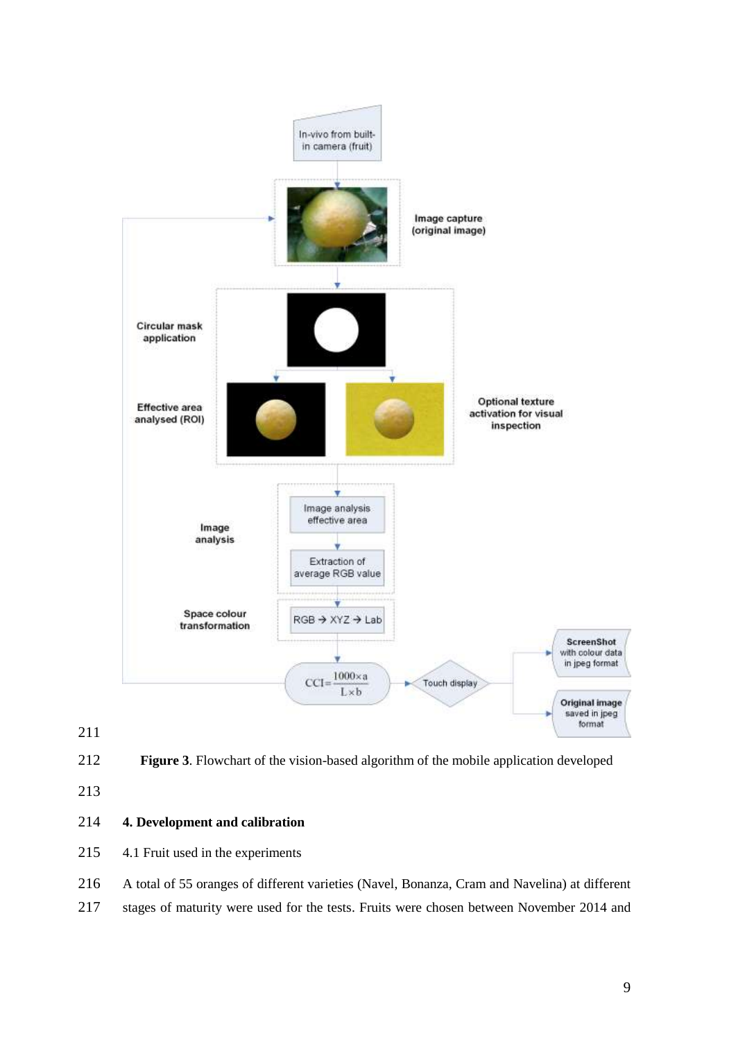**Figure 3**. Flowchart of the vision-based algorithm of the mobile application developed

## 4. Development and calibration

4.1 Fruit used in the experiments

A total of 55 oranges of different varieties (Navel, Bonanza, Cram and Navelina) at different stages of maturity were used for the tests. Fruits were chosen between November 2014 and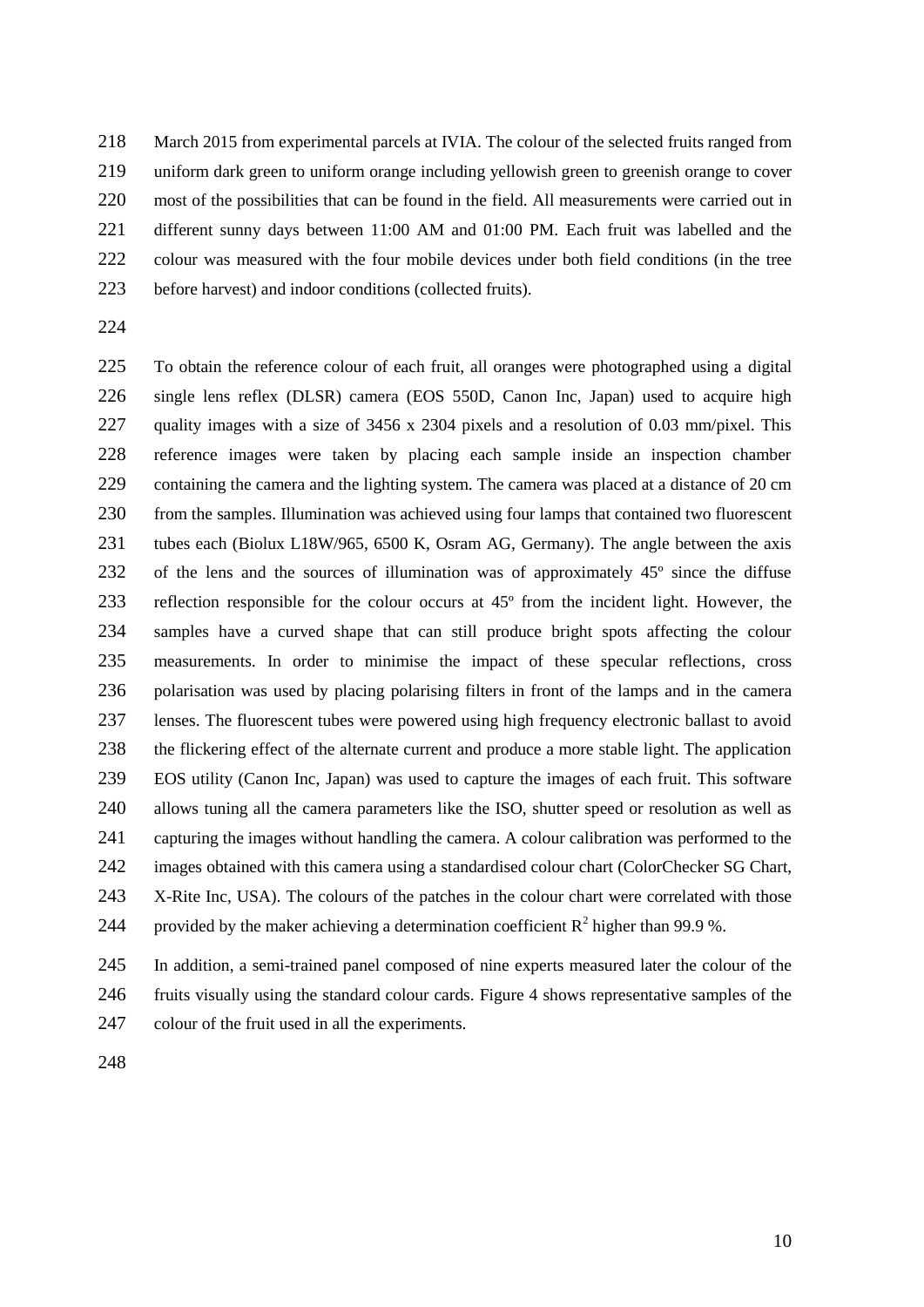March 2015 from experimental parcels at IVIA. The colour of the selected fruits ranged from uniform dark green to uniform orange including yellowish green to greenish orange to cover most of the possibilities that can be found in the field. All measurements were carried out in different sunny days between 11:00 AM and 01:00 PM. Each fruit was labelled and the colour was measured with the four mobile devices under both field conditions (in the tree before harvest) and indoor conditions (collected fruits).

To obtain the reference colour of each fruit, all oranges were photographed using a digital single lens reflex (DLSR) camera (EOS 550D, Canon Inc, Japan) used to acquire high quality images with a size of 3456 x 2304 pixels and a resolution of 0.03 mm/pixel. This reference images were taken by placing each sample inside an inspection chamber containing the camera and the lighting system. The camera was placed at a distance of 20 cm from the samples. Illumination was achieved using four lamps that contained two fluorescent tubes each (Biolux L18W/965, 6500 K, Osram AG, Germany). The angle between the axis of the lens and the sources of illumination was of approximately 45º since the diffuse reflection responsible for the colour occurs at 45º from the incident light. However, the samples have a curved shape that can still produce bright spots affecting the colour measurements. In order to minimise the impact of these specular reflections, cross polarisation was used by placing polarising filters in front of the lamps and in the camera lenses. The fluorescent tubes were powered using high frequency electronic ballast to avoid the flickering effect of the alternate current and produce a more stable light. The application EOS utility (Canon Inc, Japan) was used to capture the images of each fruit. This software allows tuning all the camera parameters like the ISO, shutter speed or resolution as well as capturing the images without handling the camera. A colour calibration was performed to the images obtained with this camera using a standardised colour chart (ColorChecker SG Chart, X-Rite Inc, USA). The colours of the patches in the colour chart were correlated with those provided by the maker achieving a determination coefficient $R^2$ higher than 99.9 %.

In addition, a semi-trained panel composed of nine experts measured later the colour of the fruits visually using the standard colour cards. Figure 4 shows representative samples of the colour of the fruit used in all the experiments.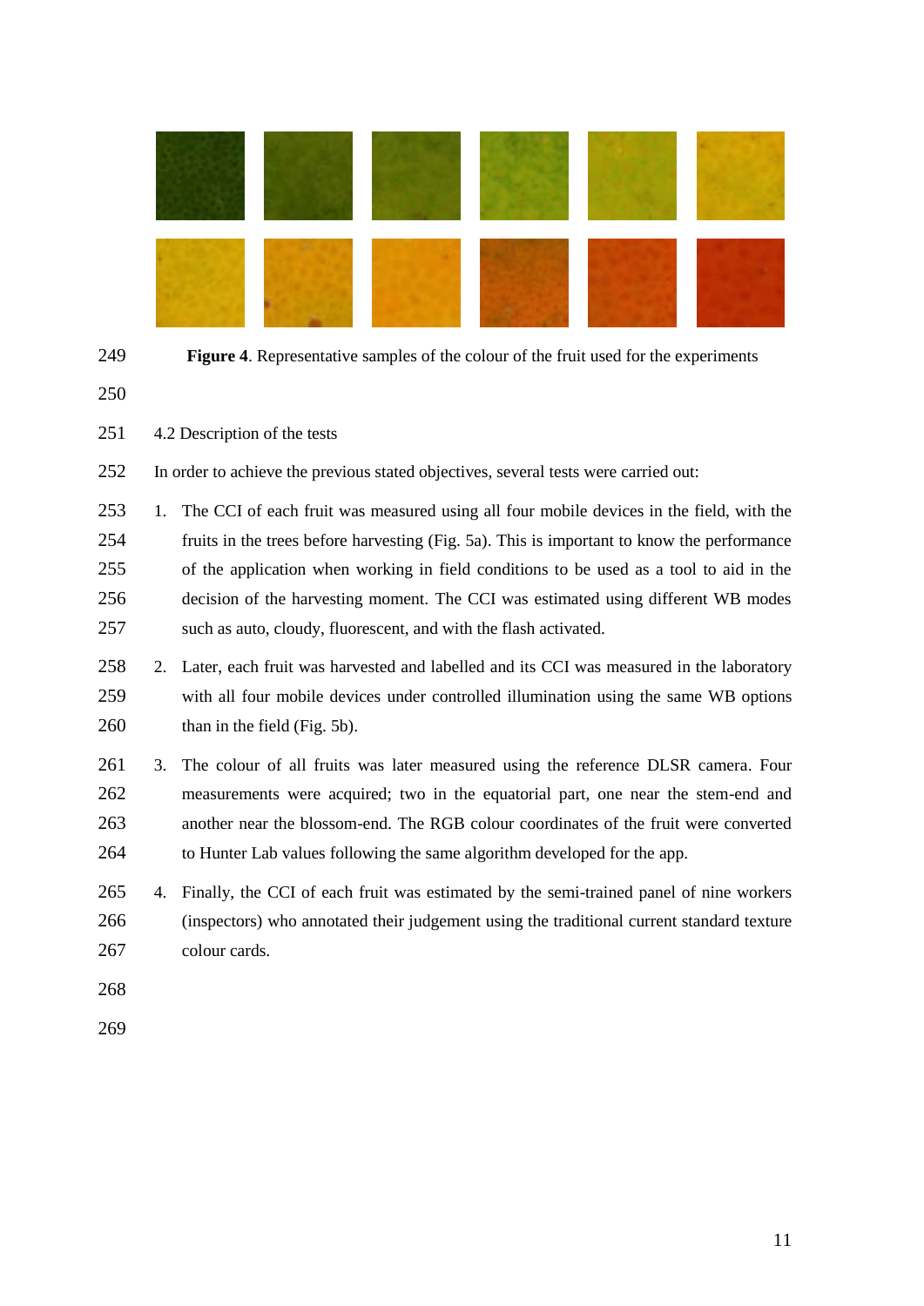**Figure 4**. Representative samples of the colour of the fruit used for the experiments

4.2 Description of the tests

In order to achieve the previous stated objectives, several tests were carried out:

1. The CCI of each fruit was measured using all four mobile devices in the field, with the fruits in the trees before harvesting (Fig. 5a). This is important to know the performance of the application when working in field conditions to be used as a tool to aid in the decision of the harvesting moment. The CCI was estimated using different WB modes such as auto, cloudy, fluorescent, and with the flash activated.
2. Later, each fruit was harvested and labelled and its CCI was measured in the laboratory with all four mobile devices under controlled illumination using the same WB options than in the field (Fig. 5b).
3. The colour of all fruits was later measured using the reference DLSR camera. Four measurements were acquired; two in the equatorial part, one near the stem-end and another near the blossom-end. The RGB colour coordinates of the fruit were converted to Hunter Lab values following the same algorithm developed for the app.
4. Finally, the CCI of each fruit was estimated by the semi-trained panel of nine workers (inspectors) who annotated their judgement using the traditional current standard texture colour cards.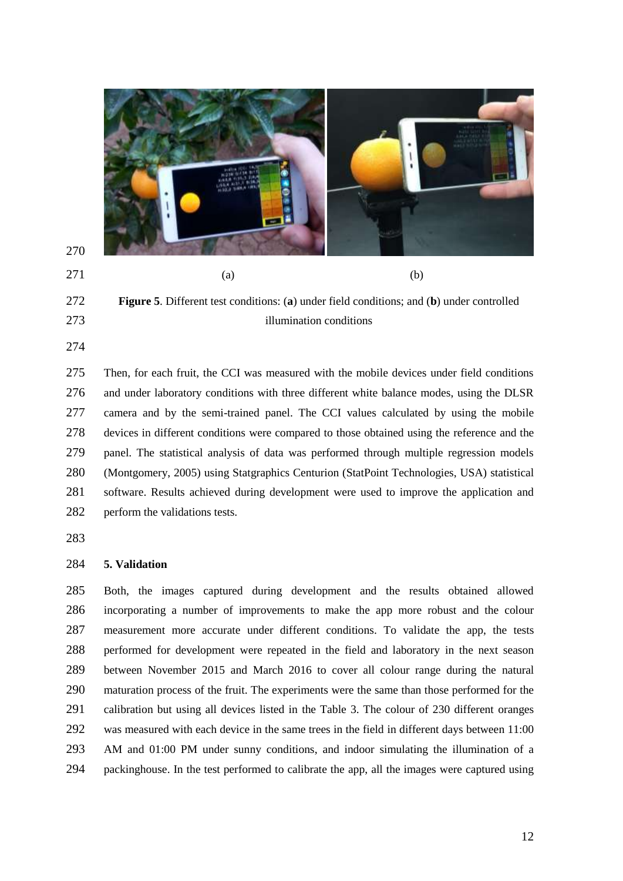(a) (b)

**Figure 5**. Different test conditions: (**a**) under field conditions; and (**b**) under controlled illumination conditions

Then, for each fruit, the CCI was measured with the mobile devices under field conditions and under laboratory conditions with three different white balance modes, using the DLSR camera and by the semi-trained panel. The CCI values calculated by using the mobile devices in different conditions were compared to those obtained using the reference and the panel. The statistical analysis of data was performed through multiple regression models (Montgomery, 2005) using Statgraphics Centurion (StatPoint Technologies, USA) statistical software. Results achieved during development were used to improve the application and perform the validations tests.

## 5. Validation

Both, the images captured during development and the results obtained allowed incorporating a number of improvements to make the app more robust and the colour measurement more accurate under different conditions. To validate the app, the tests performed for development were repeated in the field and laboratory in the next season between November 2015 and March 2016 to cover all colour range during the natural maturation process of the fruit. The experiments were the same than those performed for the calibration but using all devices listed in the Table 3. The colour of 230 different oranges was measured with each device in the same trees in the field in different days between 11:00 AM and 01:00 PM under sunny conditions, and indoor simulating the illumination of a packinghouse. In the test performed to calibrate the app, all the images were captured using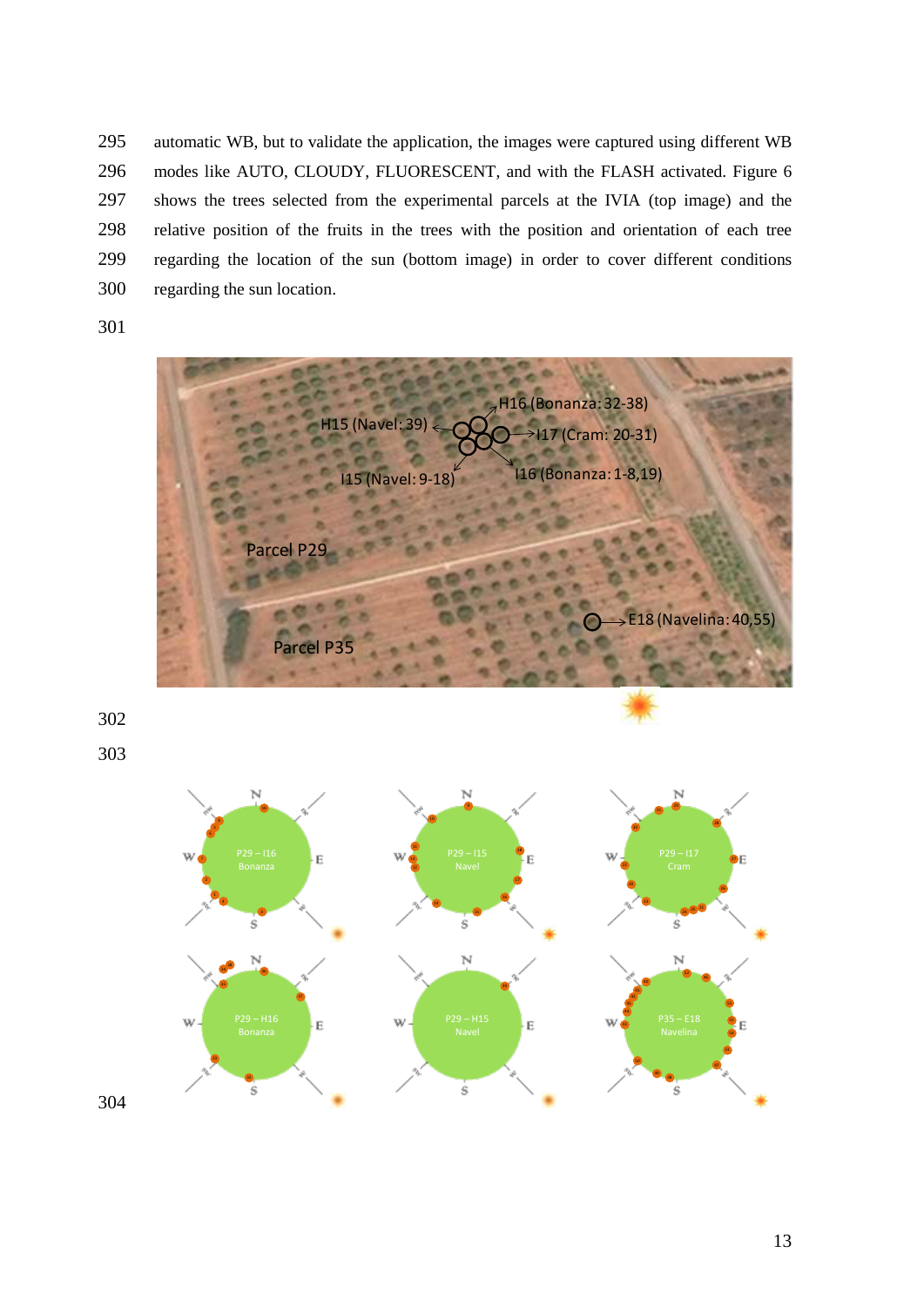automatic WB, but to validate the application, the images were captured using different WB modes like AUTO, CLOUDY, FLUORESCENT, and with the FLASH activated. Figure 6 shows the trees selected from the experimental parcels at the IVIA (top image) and the relative position of the fruits in the trees with the position and orientation of each tree regarding the location of the sun (bottom image) in order to cover different conditions regarding the sun location.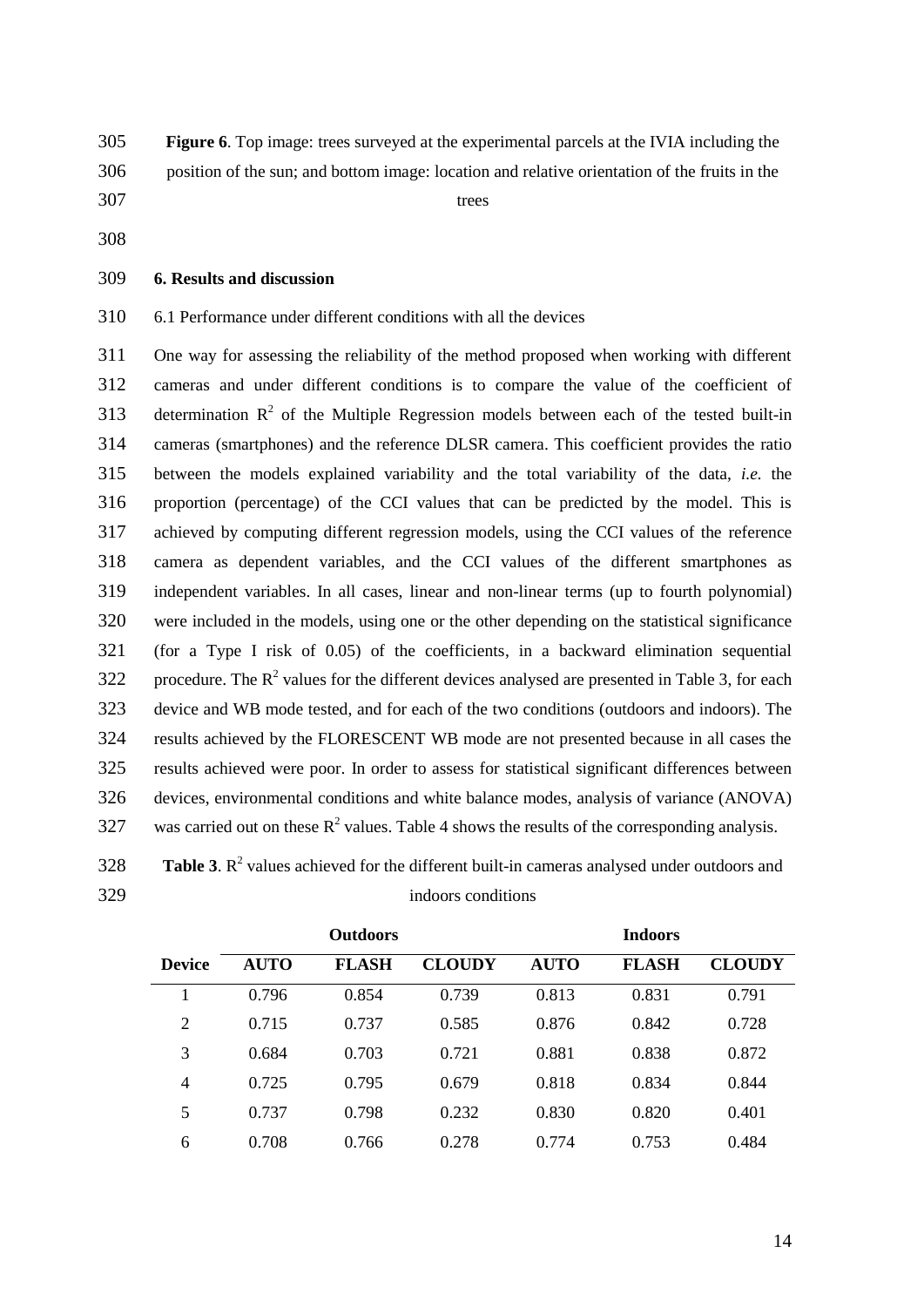**Figure 6**. Top image: trees surveyed at the experimental parcels at the IVIA including the position of the sun; and bottom image: location and relative orientation of the fruits in the trees

## 6. Results and discussion

6.1 Performance under different conditions with all the devices

One way for assessing the reliability of the method proposed when working with different cameras and under different conditions is to compare the value of the coefficient of determination $R^2$ of the Multiple Regression models between each of the tested built-in cameras (smartphones) and the reference DLSR camera. This coefficient provides the ratio between the models explained variability and the total variability of the data, *i.e.* the proportion (percentage) of the CCI values that can be predicted by the model. This is achieved by computing different regression models, using the CCI values of the reference camera as dependent variables, and the CCI values of the different smartphones as independent variables. In all cases, linear and non-linear terms (up to fourth polynomial) were included in the models, using one or the other depending on the statistical significance (for a Type I risk of 0.05) of the coefficients, in a backward elimination sequential procedure. The $R^2$ values for the different devices analysed are presented in Table 3, for each device and WB mode tested, and for each of the two conditions (outdoors and indoors). The results achieved by the FLORESCENT WB mode are not presented because in all cases the results achieved were poor. In order to assess for statistical significant differences between devices, environmental conditions and white balance modes, analysis of variance (ANOVA) was carried out on these $R^2$ values. Table 4 shows the results of the corresponding analysis.

**Table 3**. $R^2$ values achieved for the different built-in cameras analysed under outdoors and indoors conditions

| | Outdoors | | | Indoors | | |
|---|---|---|---|---|---|---|
| **Device** | **AUTO** | **FLASH** | **CLOUDY** | **AUTO** | **FLASH** | **CLOUDY** |
| 1 | 0.796 | 0.854 | 0.739 | 0.813 | 0.831 | 0.791 |
| 2 | 0.715 | 0.737 | 0.585 | 0.876 | 0.842 | 0.728 |
| 3 | 0.684 | 0.703 | 0.721 | 0.881 | 0.838 | 0.872 |
| 4 | 0.725 | 0.795 | 0.679 | 0.818 | 0.834 | 0.844 |
| 5 | 0.737 | 0.798 | 0.232 | 0.830 | 0.820 | 0.401 |
| 6 | 0.708 | 0.766 | 0.278 | 0.774 | 0.753 | 0.484 |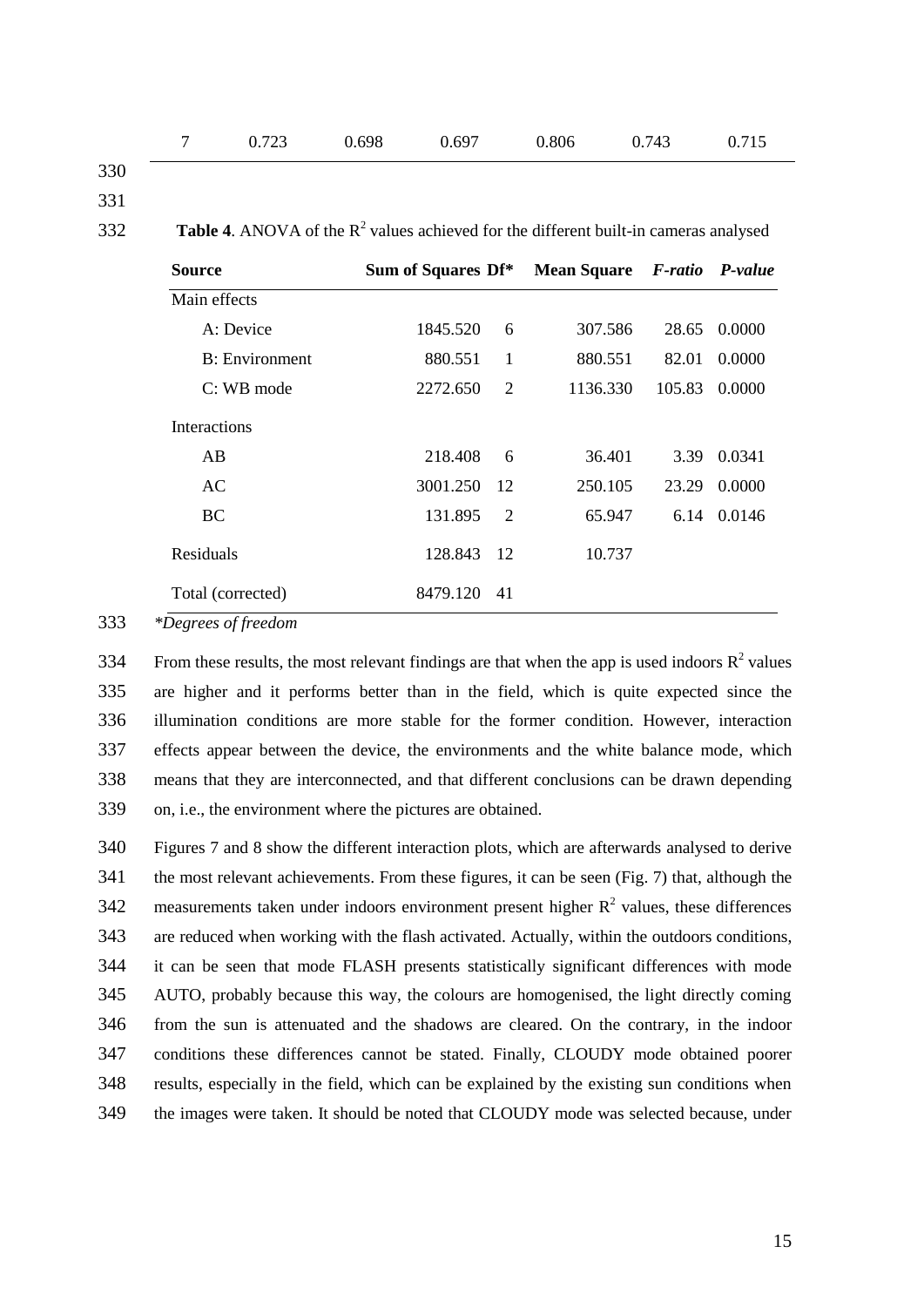| 7 | 0.723 | 0.698 | 0.697 | 0.806 | 0.743 | 0.715 |
|---|---|---|---|---|---|---|

**Table 4**. ANOVA of the $R^2$ values achieved for the different built-in cameras analysed

| Source | Sum of Squares | Df* | Mean Square | *F-ratio* | *P-value* |
|---|---|---|---|---|---|
| Main effects | | | | | |
| A: Device | 1845.520 | 6 | 307.586 | 28.65 | 0.0000 |
| B: Environment | 880.551 | 1 | 880.551 | 82.01 | 0.0000 |
| C: WB mode | 2272.650 | 2 | 1136.330 | 105.83 | 0.0000 |
| Interactions | | | | | |
| AB | 218.408 | 6 | 36.401 | 3.39 | 0.0341 |
| AC | 3001.250 | 12 | 250.105 | 23.29 | 0.0000 |
| BC | 131.895 | 2 | 65.947 | 6.14 | 0.0146 |
| Residuals | 128.843 | 12 | 10.737 | | |
| Total (corrected) | 8479.120 | 41 | | | |

*\*Degrees of freedom*

From these results, the most relevant findings are that when the app is used indoors $R^2$ values are higher and it performs better than in the field, which is quite expected since the illumination conditions are more stable for the former condition. However, interaction effects appear between the device, the environments and the white balance mode, which means that they are interconnected, and that different conclusions can be drawn depending on, i.e., the environment where the pictures are obtained.

Figures 7 and 8 show the different interaction plots, which are afterwards analysed to derive the most relevant achievements. From these figures, it can be seen (Fig. 7) that, although the measurements taken under indoors environment present higher $R^2$ values, these differences are reduced when working with the flash activated. Actually, within the outdoors conditions, it can be seen that mode FLASH presents statistically significant differences with mode AUTO, probably because this way, the colours are homogenised, the light directly coming from the sun is attenuated and the shadows are cleared. On the contrary, in the indoor conditions these differences cannot be stated. Finally, CLOUDY mode obtained poorer results, especially in the field, which can be explained by the existing sun conditions when the images were taken. It should be noted that CLOUDY mode was selected because, under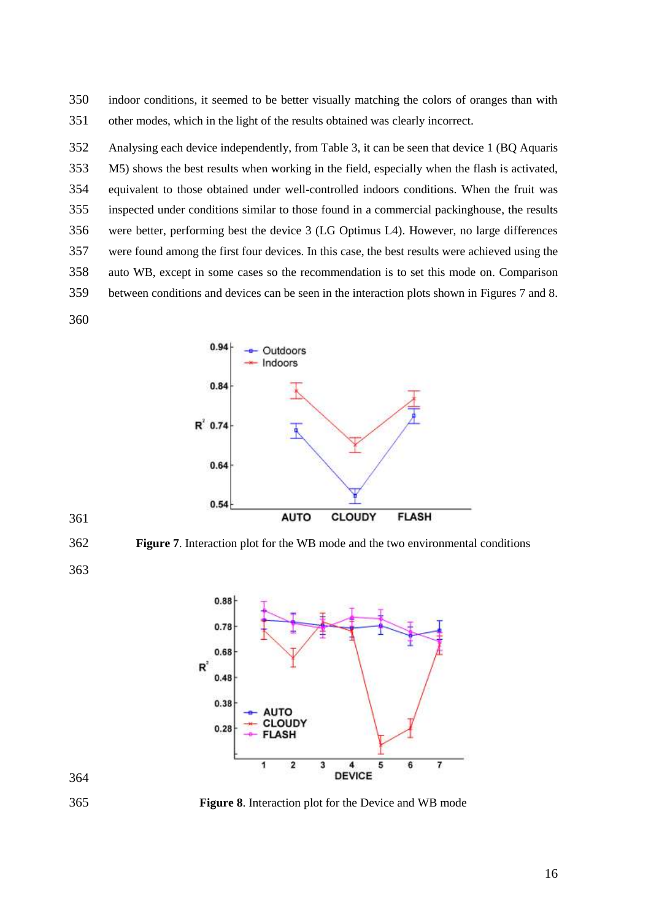indoor conditions, it seemed to be better visually matching the colors of oranges than with other modes, which in the light of the results obtained was clearly incorrect.

Analysing each device independently, from Table 3, it can be seen that device 1 (BQ Aquaris M5) shows the best results when working in the field, especially when the flash is activated, equivalent to those obtained under well-controlled indoors conditions. When the fruit was inspected under conditions similar to those found in a commercial packinghouse, the results were better, performing best the device 3 (LG Optimus L4). However, no large differences were found among the first four devices. In this case, the best results were achieved using the auto WB, except in some cases so the recommendation is to set this mode on. Comparison between conditions and devices can be seen in the interaction plots shown in Figures 7 and 8.

**Figure 7**. Interaction plot for the WB mode and the two environmental conditions

**Figure 8**. Interaction plot for the Device and WB mode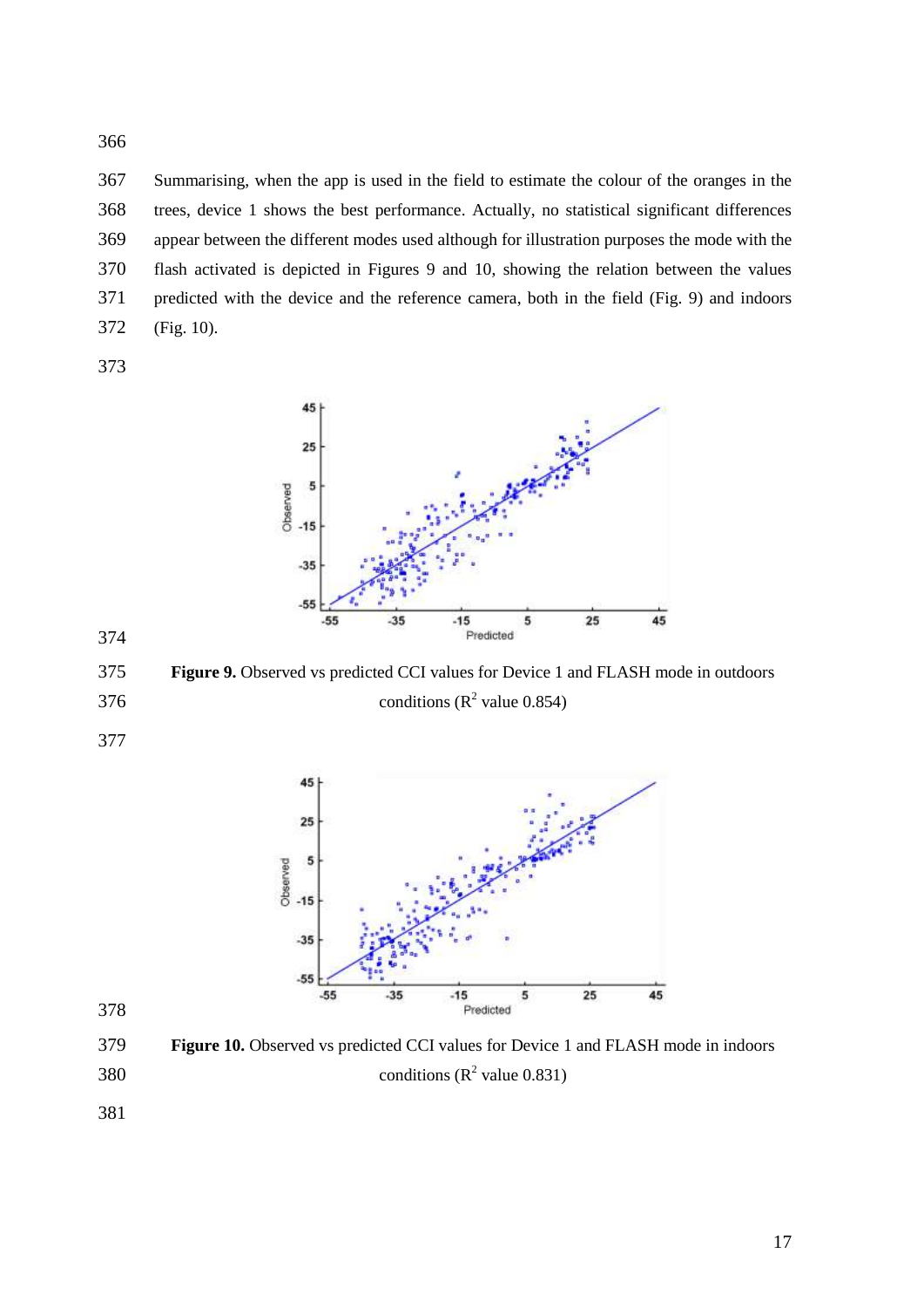Summarising, when the app is used in the field to estimate the colour of the oranges in the trees, device 1 shows the best performance. Actually, no statistical significant differences appear between the different modes used although for illustration purposes the mode with the flash activated is depicted in Figures 9 and 10, showing the relation between the values predicted with the device and the reference camera, both in the field (Fig. 9) and indoors (Fig. 10).

**Figure 9.** Observed vs predicted CCI values for Device 1 and FLASH mode in outdoors conditions ($R^2$ value 0.854)

**Figure 10.** Observed vs predicted CCI values for Device 1 and FLASH mode in indoors conditions ($R^2$ value 0.831)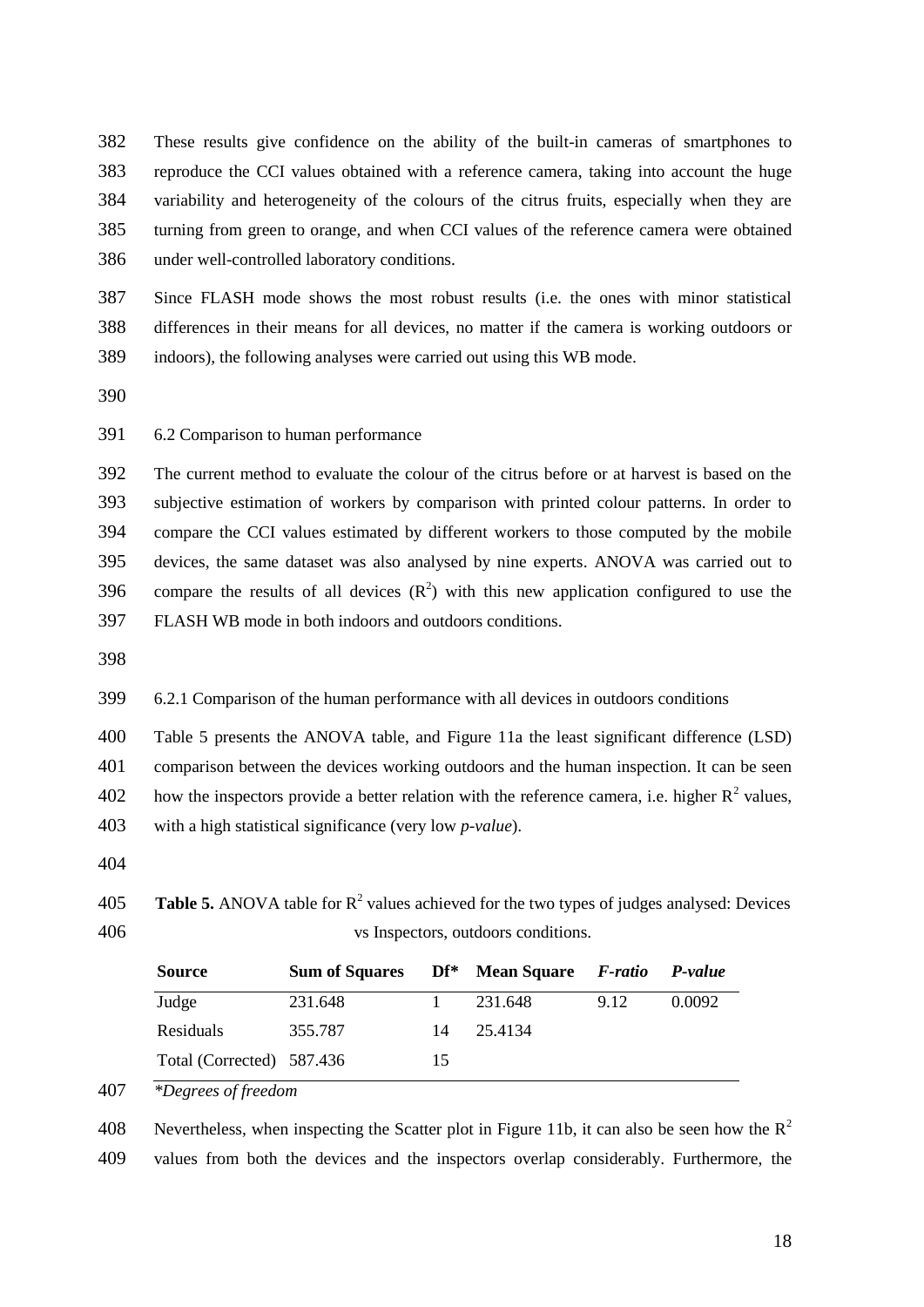These results give confidence on the ability of the built-in cameras of smartphones to reproduce the CCI values obtained with a reference camera, taking into account the huge variability and heterogeneity of the colours of the citrus fruits, especially when they are turning from green to orange, and when CCI values of the reference camera were obtained under well-controlled laboratory conditions.

Since FLASH mode shows the most robust results (i.e. the ones with minor statistical differences in their means for all devices, no matter if the camera is working outdoors or indoors), the following analyses were carried out using this WB mode.

### 6.2 Comparison to human performance

The current method to evaluate the colour of the citrus before or at harvest is based on the subjective estimation of workers by comparison with printed colour patterns. In order to compare the CCI values estimated by different workers to those computed by the mobile devices, the same dataset was also analysed by nine experts. ANOVA was carried out to compare the results of all devices ($R^2$) with this new application configured to use the FLASH WB mode in both indoors and outdoors conditions.

#### 6.2.1 Comparison of the human performance with all devices in outdoors conditions

Table 5 presents the ANOVA table, and Figure 11a the least significant difference (LSD) comparison between the devices working outdoors and the human inspection. It can be seen how the inspectors provide a better relation with the reference camera, i.e. higher $R^2$ values, with a high statistical significance (very low *p-value*).

**Table 5.** ANOVA table for $R^2$ values achieved for the two types of judges analysed: Devices vs Inspectors, outdoors conditions.

| Source | Sum of Squares | Df* | Mean Square | *F-ratio* | *P-value* |
|---|---|---|---|---|---|
| Judge | 231.648 | 1 | 231.648 | 9.12 | 0.0092 |
| Residuals | 355.787 | 14 | 25.4134 | | |
| Total (Corrected) | 587.436 | 15 | | | |

*\*Degrees of freedom*

Nevertheless, when inspecting the Scatter plot in Figure 11b, it can also be seen how the $R^2$ values from both the devices and the inspectors overlap considerably. Furthermore, the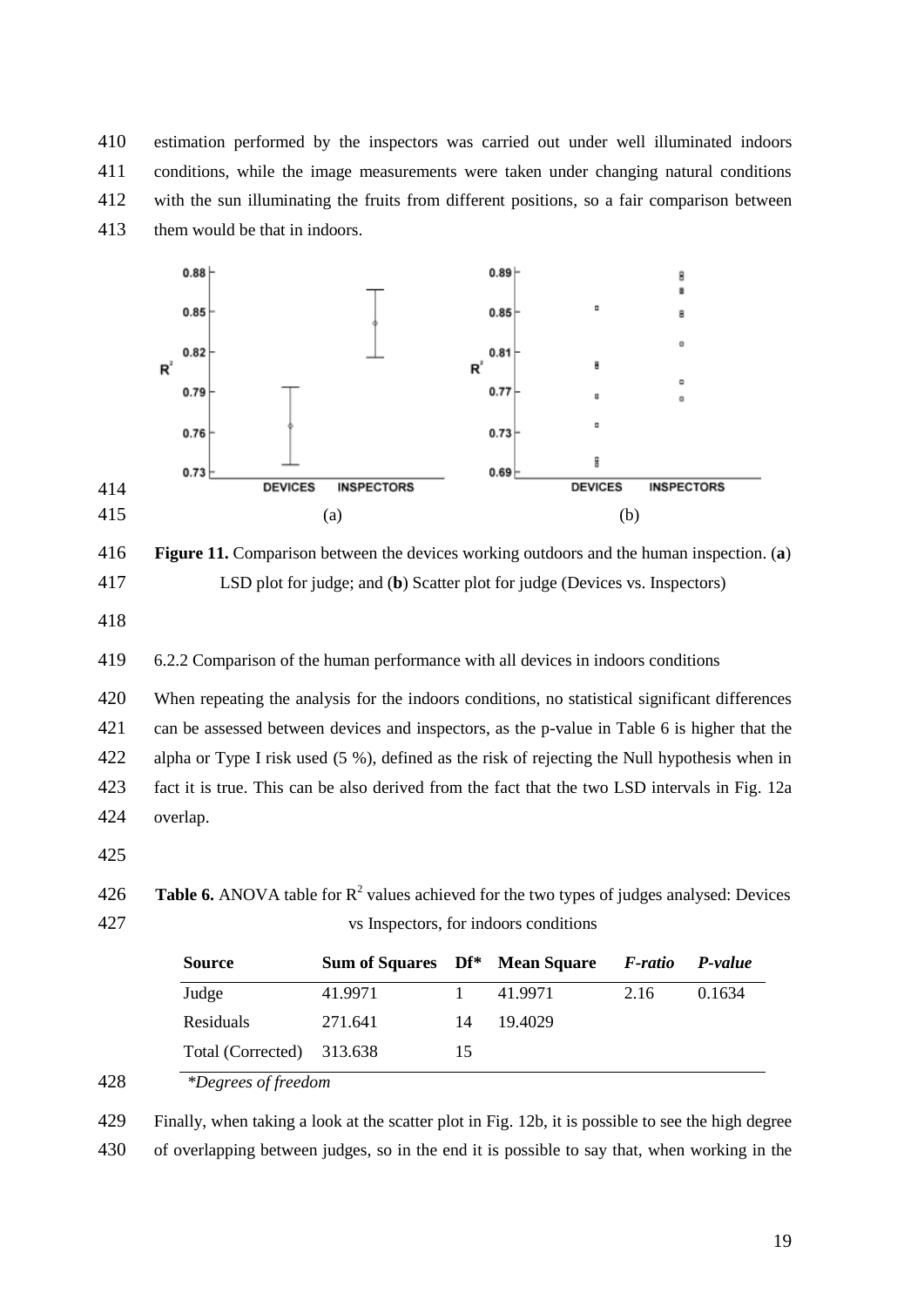estimation performed by the inspectors was carried out under well illuminated indoors conditions, while the image measurements were taken under changing natural conditions with the sun illuminating the fruits from different positions, so a fair comparison between them would be that in indoors.

(a) (b)

**Figure 11.** Comparison between the devices working outdoors and the human inspection. (**a**) LSD plot for judge; and (**b**) Scatter plot for judge (Devices vs. Inspectors)

6.2.2 Comparison of the human performance with all devices in indoors conditions

When repeating the analysis for the indoors conditions, no statistical significant differences can be assessed between devices and inspectors, as the p-value in Table 6 is higher that the alpha or Type I risk used (5 %), defined as the risk of rejecting the Null hypothesis when in fact it is true. This can be also derived from the fact that the two LSD intervals in Fig. 12a overlap.

**Table 6.** ANOVA table for $R^2$ values achieved for the two types of judges analysed: Devices vs Inspectors, for indoors conditions

| Source | Sum of Squares | Df* | Mean Square | *F-ratio* | *P-value* |
|---|---|---|---|---|---|
| Judge | 41.9971 | 1 | 41.9971 | 2.16 | 0.1634 |
| Residuals | 271.641 | 14 | 19.4029 | | |
| Total (Corrected) | 313.638 | 15 | | | |

*\*Degrees of freedom*

Finally, when taking a look at the scatter plot in Fig. 12b, it is possible to see the high degree of overlapping between judges, so in the end it is possible to say that, when working in the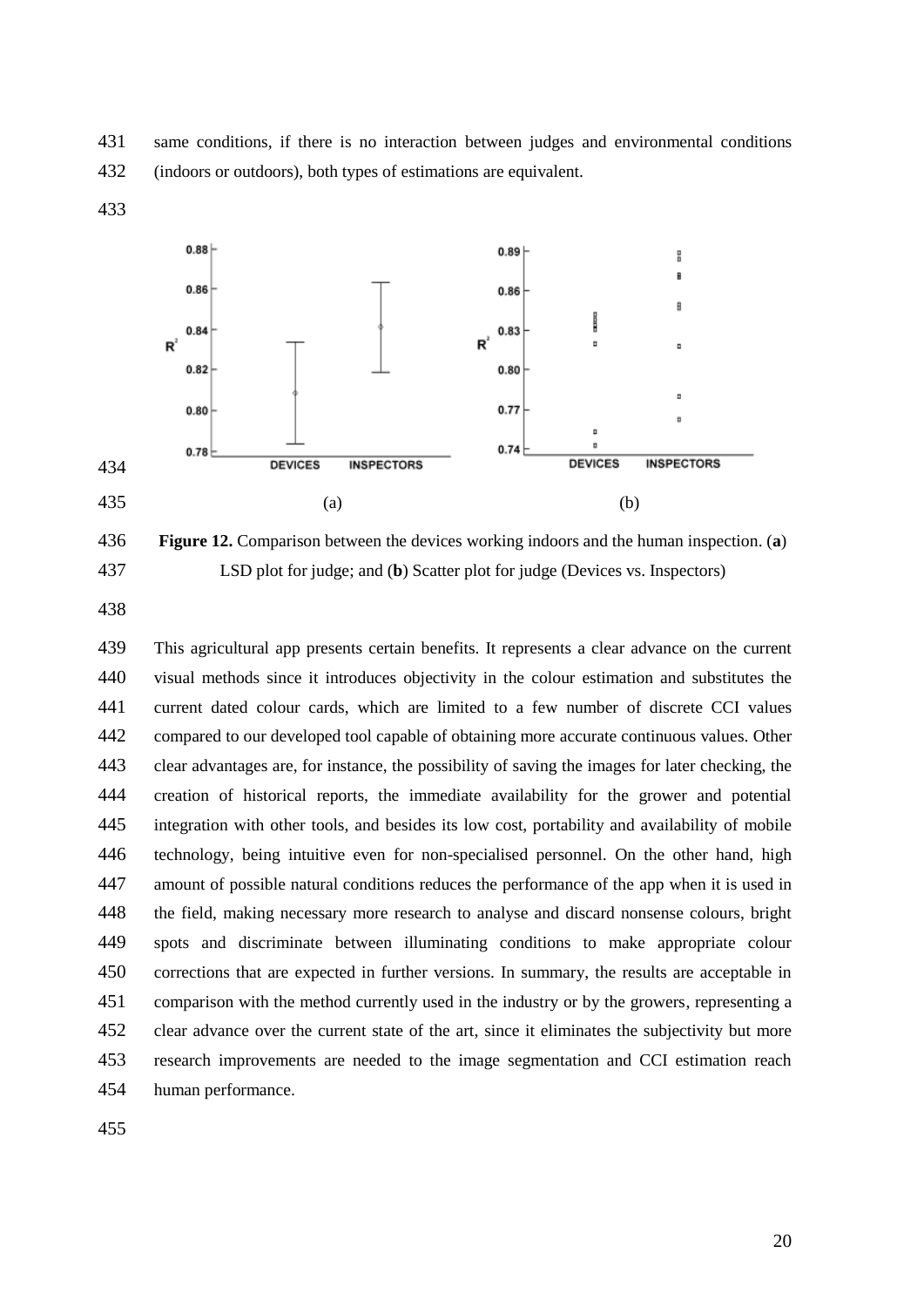same conditions, if there is no interaction between judges and environmental conditions (indoors or outdoors), both types of estimations are equivalent.

**Figure 12.** Comparison between the devices working indoors and the human inspection. (**a**) LSD plot for judge; and (**b**) Scatter plot for judge (Devices vs. Inspectors)

This agricultural app presents certain benefits. It represents a clear advance on the current visual methods since it introduces objectivity in the colour estimation and substitutes the current dated colour cards, which are limited to a few number of discrete CCI values compared to our developed tool capable of obtaining more accurate continuous values. Other clear advantages are, for instance, the possibility of saving the images for later checking, the creation of historical reports, the immediate availability for the grower and potential integration with other tools, and besides its low cost, portability and availability of mobile technology, being intuitive even for non-specialised personnel. On the other hand, high amount of possible natural conditions reduces the performance of the app when it is used in the field, making necessary more research to analyse and discard nonsense colours, bright spots and discriminate between illuminating conditions to make appropriate colour corrections that are expected in further versions. In summary, the results are acceptable in comparison with the method currently used in the industry or by the growers, representing a clear advance over the current state of the art, since it eliminates the subjectivity but more research improvements are needed to the image segmentation and CCI estimation reach human performance.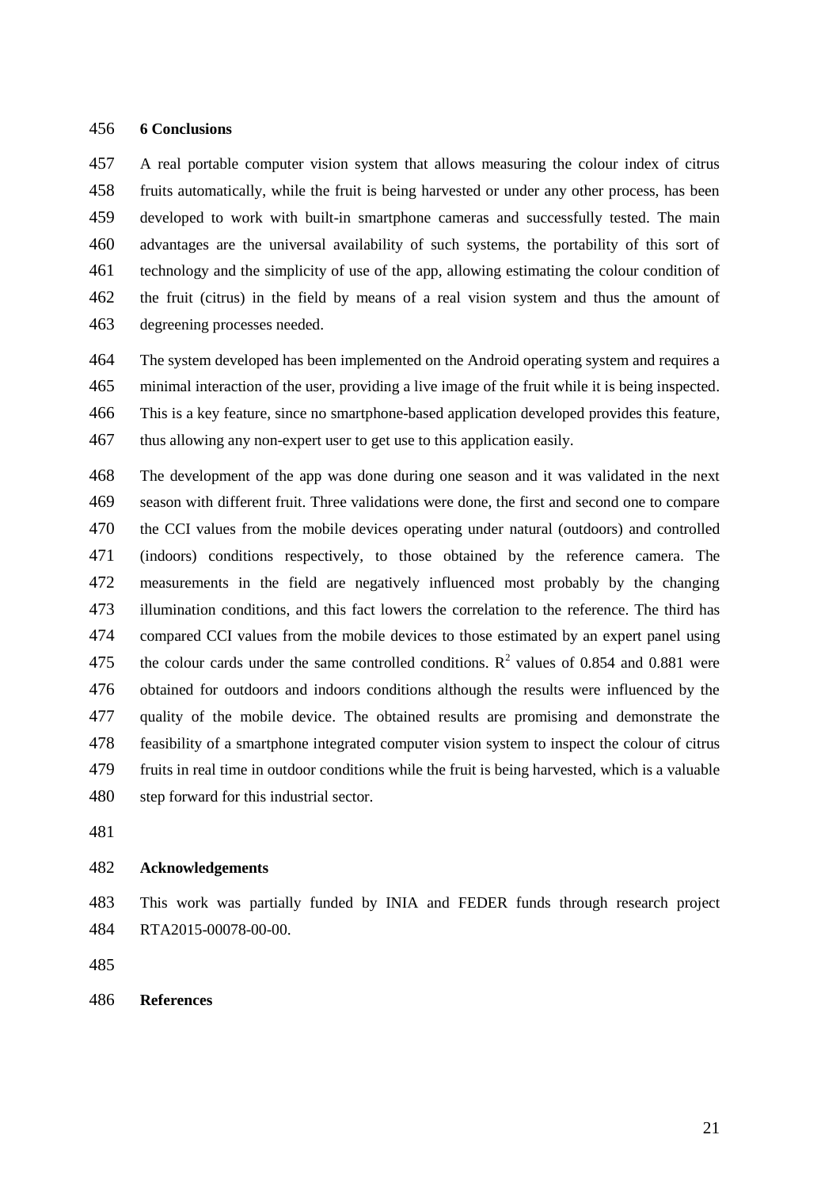## 6 Conclusions

A real portable computer vision system that allows measuring the colour index of citrus fruits automatically, while the fruit is being harvested or under any other process, has been developed to work with built-in smartphone cameras and successfully tested. The main advantages are the universal availability of such systems, the portability of this sort of technology and the simplicity of use of the app, allowing estimating the colour condition of the fruit (citrus) in the field by means of a real vision system and thus the amount of degreening processes needed.

The system developed has been implemented on the Android operating system and requires a minimal interaction of the user, providing a live image of the fruit while it is being inspected. This is a key feature, since no smartphone-based application developed provides this feature, thus allowing any non-expert user to get use to this application easily.

The development of the app was done during one season and it was validated in the next season with different fruit. Three validations were done, the first and second one to compare the CCI values from the mobile devices operating under natural (outdoors) and controlled (indoors) conditions respectively, to those obtained by the reference camera. The measurements in the field are negatively influenced most probably by the changing illumination conditions, and this fact lowers the correlation to the reference. The third has compared CCI values from the mobile devices to those estimated by an expert panel using the colour cards under the same controlled conditions. $R^2$ values of 0.854 and 0.881 were obtained for outdoors and indoors conditions although the results were influenced by the quality of the mobile device. The obtained results are promising and demonstrate the feasibility of a smartphone integrated computer vision system to inspect the colour of citrus fruits in real time in outdoor conditions while the fruit is being harvested, which is a valuable step forward for this industrial sector.

## Acknowledgements

This work was partially funded by INIA and FEDER funds through research project RTA2015-00078-00-00.

## References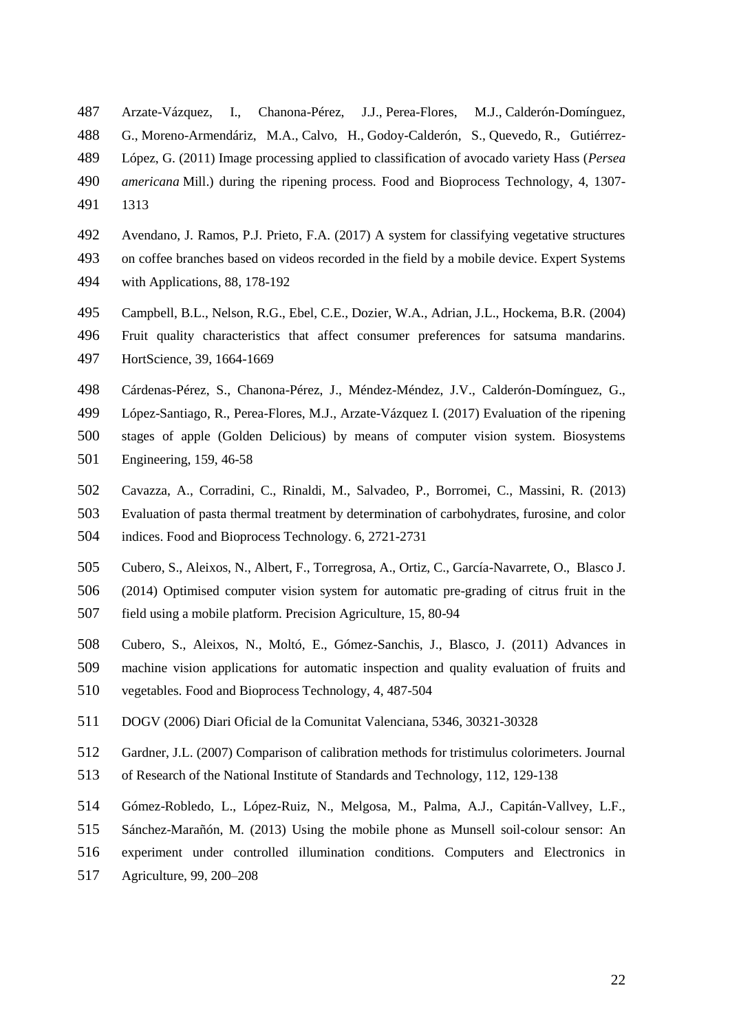Arzate-Vázquez, I., Chanona-Pérez, J.J., Perea-Flores, M.J., Calderón-Domínguez, G., Moreno-Armendáriz, M.A., Calvo, H., Godoy-Calderón, S., Quevedo, R., Gutiérrez-López, G. (2011) Image processing applied to classification of avocado variety Hass (*Persea americana* Mill.) during the ripening process. Food and Bioprocess Technology, 4, 1307-1313

Avendano, J. Ramos, P.J. Prieto, F.A. (2017) A system for classifying vegetative structures on coffee branches based on videos recorded in the field by a mobile device. Expert Systems with Applications, 88, 178-192

Campbell, B.L., Nelson, R.G., Ebel, C.E., Dozier, W.A., Adrian, J.L., Hockema, B.R. (2004) Fruit quality characteristics that affect consumer preferences for satsuma mandarins. HortScience, 39, 1664-1669

Cárdenas-Pérez, S., Chanona-Pérez, J., Méndez-Méndez, J.V., Calderón-Domínguez, G., López-Santiago, R., Perea-Flores, M.J., Arzate-Vázquez I. (2017) Evaluation of the ripening stages of apple (Golden Delicious) by means of computer vision system. Biosystems Engineering, 159, 46-58

Cavazza, A., Corradini, C., Rinaldi, M., Salvadeo, P., Borromei, C., Massini, R. (2013) Evaluation of pasta thermal treatment by determination of carbohydrates, furosine, and color indices. Food and Bioprocess Technology. 6, 2721-2731

Cubero, S., Aleixos, N., Albert, F., Torregrosa, A., Ortiz, C., García-Navarrete, O., Blasco J. (2014) Optimised computer vision system for automatic pre-grading of citrus fruit in the field using a mobile platform. Precision Agriculture, 15, 80-94

Cubero, S., Aleixos, N., Moltó, E., Gómez-Sanchis, J., Blasco, J. (2011) Advances in machine vision applications for automatic inspection and quality evaluation of fruits and vegetables. Food and Bioprocess Technology, 4, 487-504

DOGV (2006) Diari Oficial de la Comunitat Valenciana, 5346, 30321-30328

Gardner, J.L. (2007) Comparison of calibration methods for tristimulus colorimeters. Journal of Research of the National Institute of Standards and Technology, 112, 129-138

Gómez-Robledo, L., López-Ruiz, N., Melgosa, M., Palma, A.J., Capitán-Vallvey, L.F., Sánchez-Marañón, M. (2013) Using the mobile phone as Munsell soil-colour sensor: An experiment under controlled illumination conditions. Computers and Electronics in Agriculture, 99, 200–208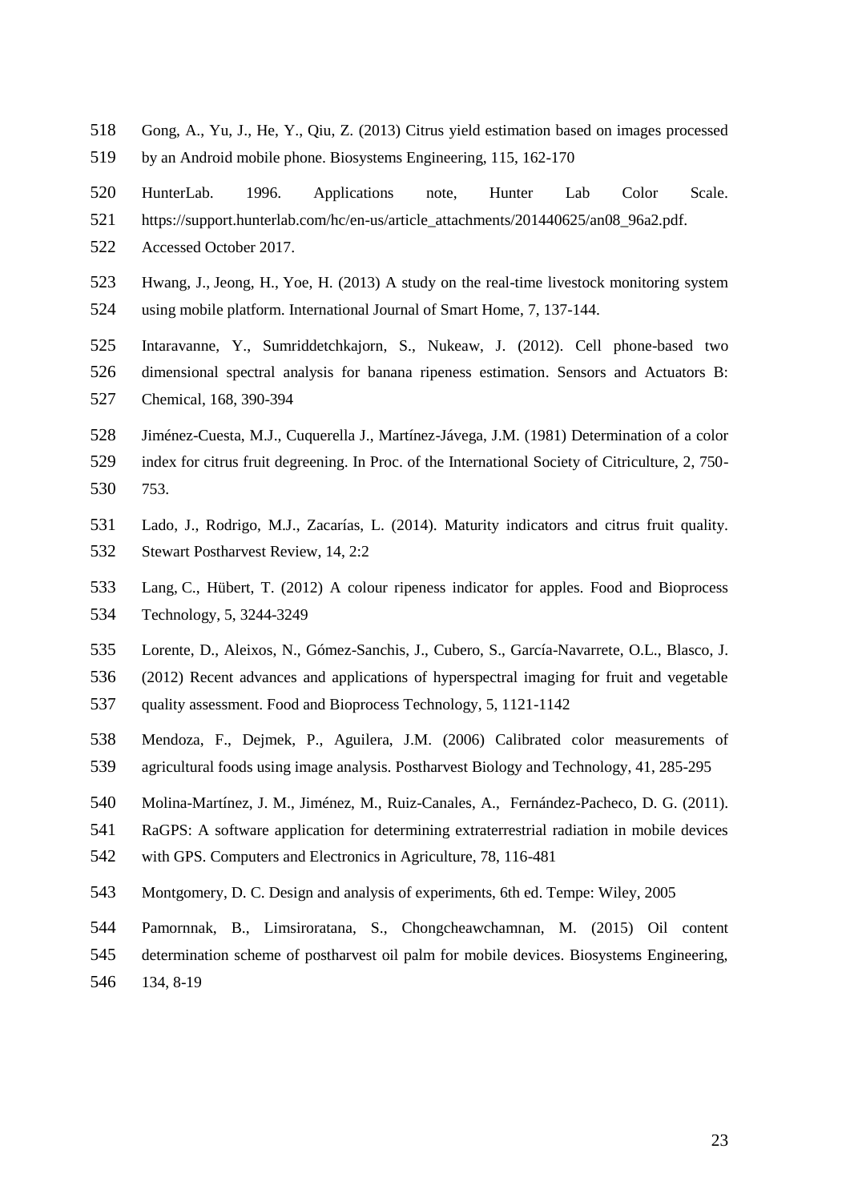Gong, A., Yu, J., He, Y., Qiu, Z. (2013) Citrus yield estimation based on images processed by an Android mobile phone. Biosystems Engineering, 115, 162-170

HunterLab. 1996. Applications note, Hunter Lab Color Scale. https://support.hunterlab.com/hc/en-us/article_attachments/201440625/an08_96a2.pdf. Accessed October 2017.

Hwang, J., Jeong, H., Yoe, H. (2013) A study on the real-time livestock monitoring system using mobile platform. International Journal of Smart Home, 7, 137-144.

Intaravanne, Y., Sumriddetchkajorn, S., Nukeaw, J. (2012). Cell phone-based two dimensional spectral analysis for banana ripeness estimation. Sensors and Actuators B: Chemical, 168, 390-394

Jiménez-Cuesta, M.J., Cuquerella J., Martínez-Jávega, J.M. (1981) Determination of a color index for citrus fruit degreening. In Proc. of the International Society of Citriculture, 2, 750-753.

Lado, J., Rodrigo, M.J., Zacarías, L. (2014). Maturity indicators and citrus fruit quality. Stewart Postharvest Review, 14, 2:2

Lang, C., Hübert, T. (2012) A colour ripeness indicator for apples. Food and Bioprocess Technology, 5, 3244-3249

Lorente, D., Aleixos, N., Gómez-Sanchis, J., Cubero, S., García-Navarrete, O.L., Blasco, J. (2012) Recent advances and applications of hyperspectral imaging for fruit and vegetable quality assessment. Food and Bioprocess Technology, 5, 1121-1142

Mendoza, F., Dejmek, P., Aguilera, J.M. (2006) Calibrated color measurements of agricultural foods using image analysis. Postharvest Biology and Technology, 41, 285-295

Molina-Martínez, J. M., Jiménez, M., Ruiz-Canales, A., Fernández-Pacheco, D. G. (2011). RaGPS: A software application for determining extraterrestrial radiation in mobile devices with GPS. Computers and Electronics in Agriculture, 78, 116-481

Montgomery, D. C. Design and analysis of experiments, 6th ed. Tempe: Wiley, 2005

Pamornnak, B., Limsiroratana, S., Chongcheawchamnan, M. (2015) Oil content determination scheme of postharvest oil palm for mobile devices. Biosystems Engineering, 134, 8-19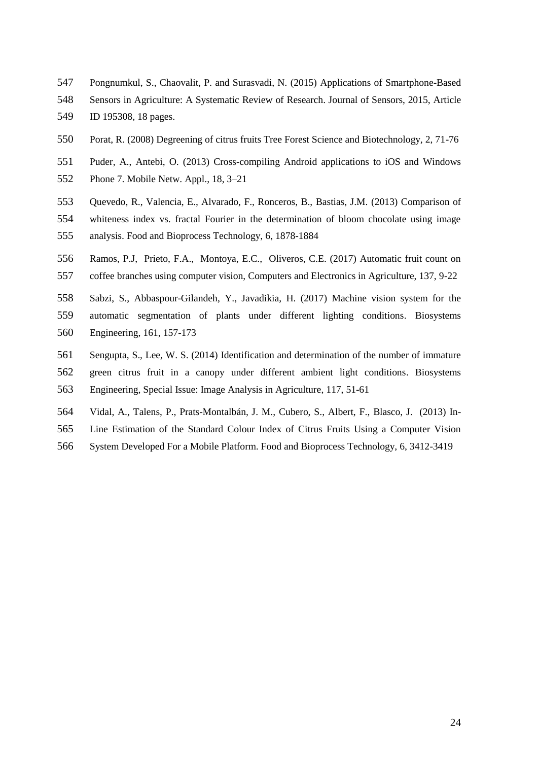Pongnumkul, S., Chaovalit, P. and Surasvadi, N. (2015) Applications of Smartphone-Based Sensors in Agriculture: A Systematic Review of Research. Journal of Sensors, 2015, Article ID 195308, 18 pages.

Porat, R. (2008) Degreening of citrus fruits Tree Forest Science and Biotechnology, 2, 71-76

Puder, A., Antebi, O. (2013) Cross-compiling Android applications to iOS and Windows Phone 7. Mobile Netw. Appl., 18, 3–21

Quevedo, R., Valencia, E., Alvarado, F., Ronceros, B., Bastias, J.M. (2013) Comparison of whiteness index vs. fractal Fourier in the determination of bloom chocolate using image analysis. Food and Bioprocess Technology, 6, 1878-1884

Ramos, P.J, Prieto, F.A., Montoya, E.C., Oliveros, C.E. (2017) Automatic fruit count on coffee branches using computer vision, Computers and Electronics in Agriculture, 137, 9-22

Sabzi, S., Abbaspour-Gilandeh, Y., Javadikia, H. (2017) Machine vision system for the automatic segmentation of plants under different lighting conditions. Biosystems Engineering, 161, 157-173

Sengupta, S., Lee, W. S. (2014) Identification and determination of the number of immature green citrus fruit in a canopy under different ambient light conditions. Biosystems Engineering, Special Issue: Image Analysis in Agriculture, 117, 51-61

Vidal, A., Talens, P., Prats-Montalbán, J. M., Cubero, S., Albert, F., Blasco, J. (2013) In-Line Estimation of the Standard Colour Index of Citrus Fruits Using a Computer Vision System Developed For a Mobile Platform. Food and Bioprocess Technology, 6, 3412-3419